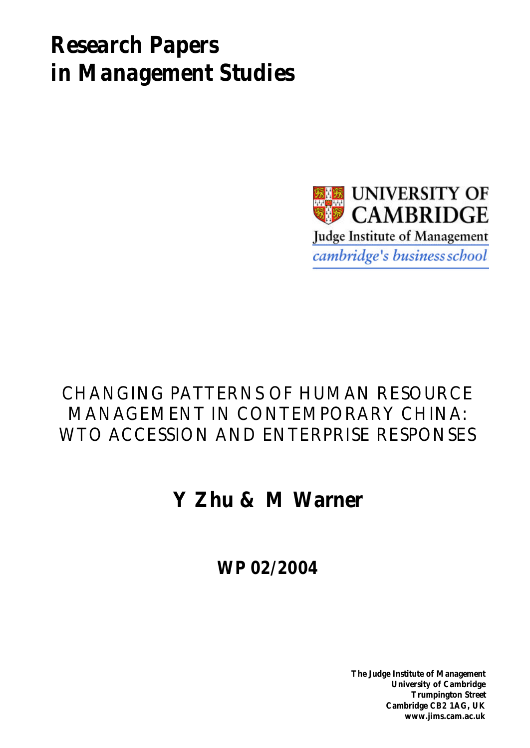# Research Papers in Management Studies

UNIVERSITY OF CAMBRIDGE

Judge Institute of Management

*cambridge's business school*

## CHANGING PATTERNS OF HUMAN RESOURCE MANAGEMENT IN CONTEMPORARY CHINA: WTO ACCESSION AND ENTERPRISE RESPONSES

**Y Zhu & M Warner**

**WP 02/2004**

**The Judge Institute of Management**
**University of Cambridge**
**Trumpington Street**
**Cambridge CB2 1AG, UK**
**www.jims.cam.ac.uk**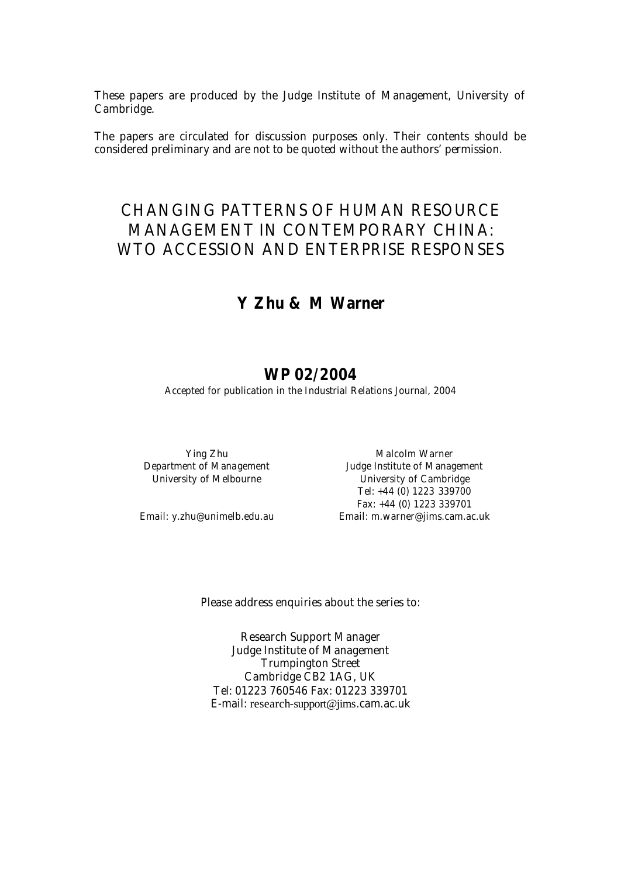These papers are produced by the Judge Institute of Management, University of Cambridge.

The papers are circulated for discussion purposes only. Their contents should be considered preliminary and are not to be quoted without the authors' permission.

# CHANGING PATTERNS OF HUMAN RESOURCE MANAGEMENT IN CONTEMPORARY CHINA: WTO ACCESSION AND ENTERPRISE RESPONSES

## Y Zhu & M Warner

## WP 02/2004

Accepted for publication in the Industrial Relations Journal, 2004

Ying Zhu
Department of Management
University of Melbourne

Email: y.zhu@unimelb.edu.au

Malcolm Warner
Judge Institute of Management
University of Cambridge
Tel: +44 (0) 1223 339700
Fax: +44 (0) 1223 339701
Email: m.warner@jims.cam.ac.uk

Please address enquiries about the series to:

Research Support Manager
Judge Institute of Management
Trumpington Street
Cambridge CB2 1AG, UK
Tel: 01223 760546 Fax: 01223 339701
E-mail: research-support@jims.cam.ac.uk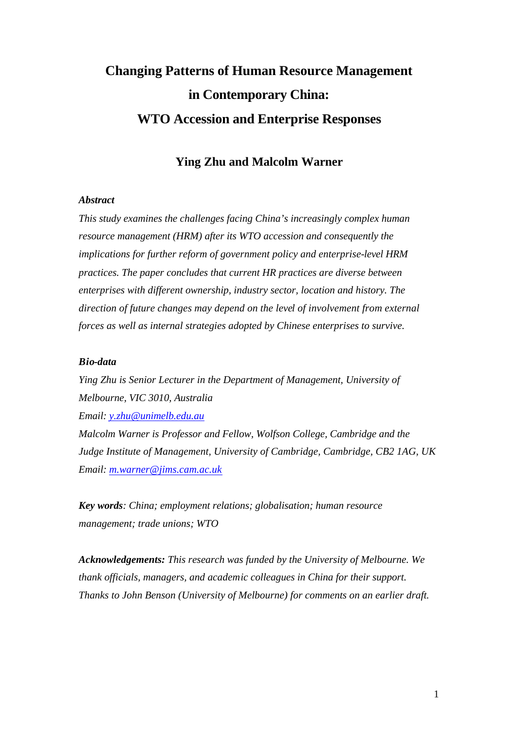# Changing Patterns of Human Resource Management in Contemporary China: WTO Accession and Enterprise Responses

## Ying Zhu and Malcolm Warner

***Abstract***

*This study examines the challenges facing China's increasingly complex human resource management (HRM) after its WTO accession and consequently the implications for further reform of government policy and enterprise-level HRM practices. The paper concludes that current HR practices are diverse between enterprises with different ownership, industry sector, location and history. The direction of future changes may depend on the level of involvement from external forces as well as internal strategies adopted by Chinese enterprises to survive.*

***Bio-data***

*Ying Zhu is Senior Lecturer in the Department of Management, University of Melbourne, VIC 3010, Australia*

*Email: y.zhu@unimelb.edu.au*

*Malcolm Warner is Professor and Fellow, Wolfson College, Cambridge and the Judge Institute of Management, University of Cambridge, Cambridge, CB2 1AG, UK*

*Email: m.warner@jims.cam.ac.uk*

***Key words****: China; employment relations; globalisation; human resource management; trade unions; WTO*

***Acknowledgements:*** *This research was funded by the University of Melbourne. We thank officials, managers, and academic colleagues in China for their support. Thanks to John Benson (University of Melbourne) for comments on an earlier draft.*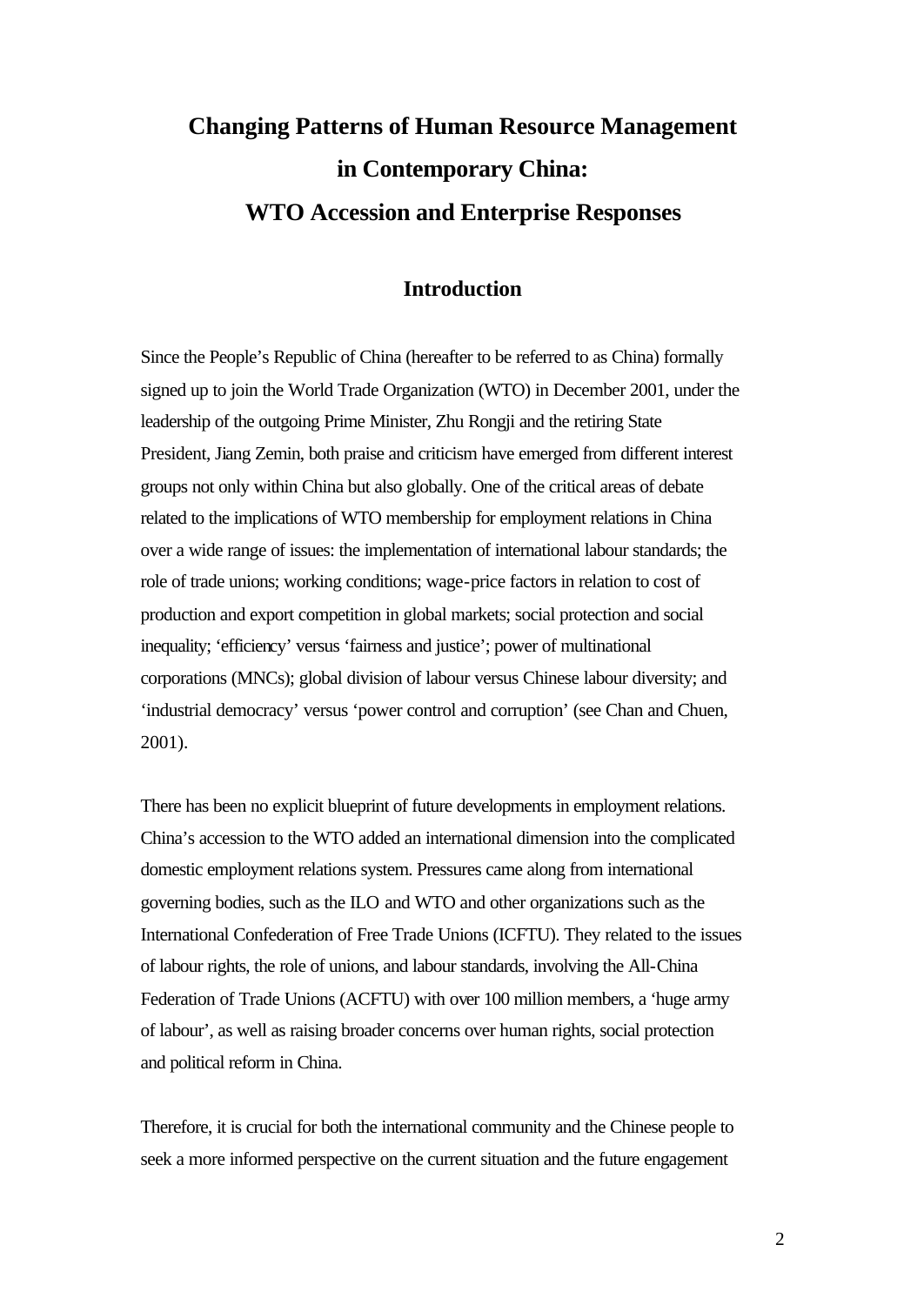# Changing Patterns of Human Resource Management in Contemporary China: WTO Accession and Enterprise Responses

## Introduction

Since the People's Republic of China (hereafter to be referred to as China) formally signed up to join the World Trade Organization (WTO) in December 2001, under the leadership of the outgoing Prime Minister, Zhu Rongji and the retiring State President, Jiang Zemin, both praise and criticism have emerged from different interest groups not only within China but also globally. One of the critical areas of debate related to the implications of WTO membership for employment relations in China over a wide range of issues: the implementation of international labour standards; the role of trade unions; working conditions; wage-price factors in relation to cost of production and export competition in global markets; social protection and social inequality; 'efficiency' versus 'fairness and justice'; power of multinational corporations (MNCs); global division of labour versus Chinese labour diversity; and 'industrial democracy' versus 'power control and corruption' (see Chan and Chuen, 2001).

There has been no explicit blueprint of future developments in employment relations. China's accession to the WTO added an international dimension into the complicated domestic employment relations system. Pressures came along from international governing bodies, such as the ILO and WTO and other organizations such as the International Confederation of Free Trade Unions (ICFTU). They related to the issues of labour rights, the role of unions, and labour standards, involving the All-China Federation of Trade Unions (ACFTU) with over 100 million members, a 'huge army of labour', as well as raising broader concerns over human rights, social protection and political reform in China.

Therefore, it is crucial for both the international community and the Chinese people to seek a more informed perspective on the current situation and the future engagement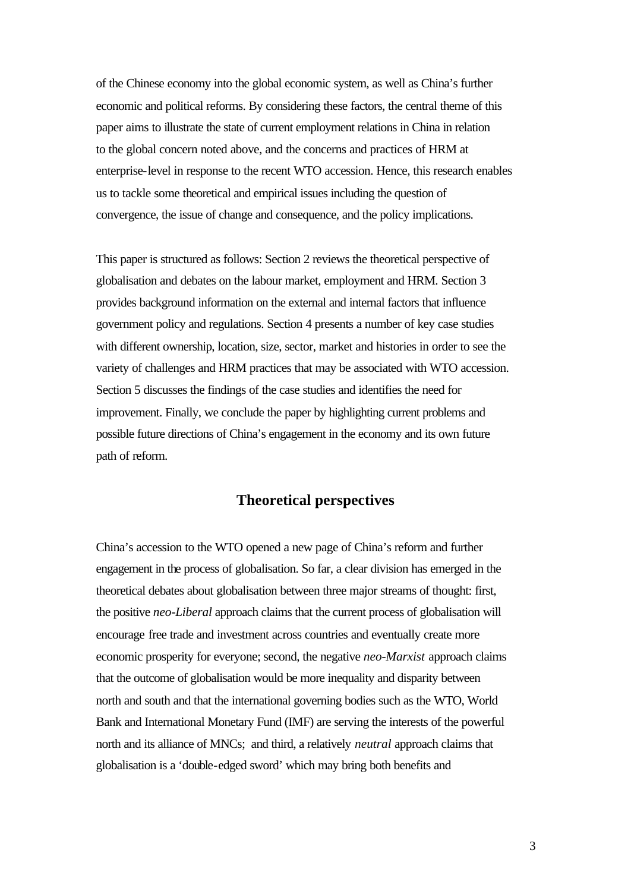of the Chinese economy into the global economic system, as well as China's further economic and political reforms. By considering these factors, the central theme of this paper aims to illustrate the state of current employment relations in China in relation to the global concern noted above, and the concerns and practices of HRM at enterprise-level in response to the recent WTO accession. Hence, this research enables us to tackle some theoretical and empirical issues including the question of convergence, the issue of change and consequence, and the policy implications.

This paper is structured as follows: Section 2 reviews the theoretical perspective of globalisation and debates on the labour market, employment and HRM. Section 3 provides background information on the external and internal factors that influence government policy and regulations. Section 4 presents a number of key case studies with different ownership, location, size, sector, market and histories in order to see the variety of challenges and HRM practices that may be associated with WTO accession. Section 5 discusses the findings of the case studies and identifies the need for improvement. Finally, we conclude the paper by highlighting current problems and possible future directions of China's engagement in the economy and its own future path of reform.

## Theoretical perspectives

China's accession to the WTO opened a new page of China's reform and further engagement in the process of globalisation. So far, a clear division has emerged in the theoretical debates about globalisation between three major streams of thought: first, the positive *neo-Liberal* approach claims that the current process of globalisation will encourage free trade and investment across countries and eventually create more economic prosperity for everyone; second, the negative *neo-Marxist* approach claims that the outcome of globalisation would be more inequality and disparity between north and south and that the international governing bodies such as the WTO, World Bank and International Monetary Fund (IMF) are serving the interests of the powerful north and its alliance of MNCs; and third, a relatively *neutral* approach claims that globalisation is a 'double-edged sword' which may bring both benefits and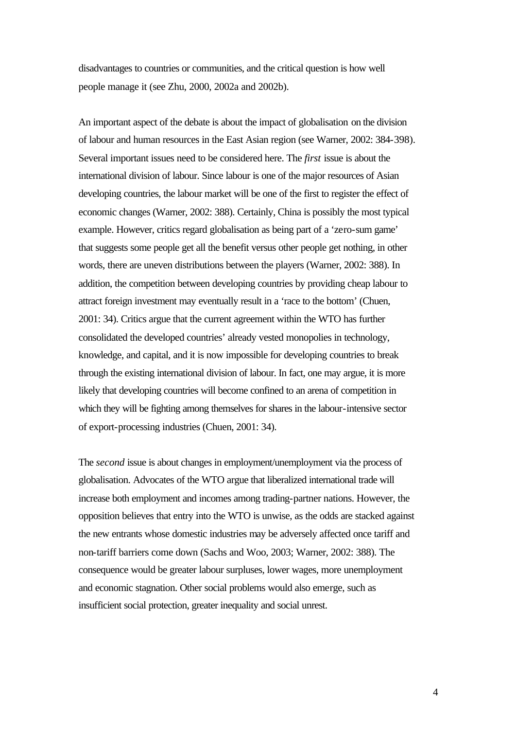disadvantages to countries or communities, and the critical question is how well people manage it (see Zhu, 2000, 2002a and 2002b).

An important aspect of the debate is about the impact of globalisation on the division of labour and human resources in the East Asian region (see Warner, 2002: 384-398). Several important issues need to be considered here. The *first* issue is about the international division of labour. Since labour is one of the major resources of Asian developing countries, the labour market will be one of the first to register the effect of economic changes (Warner, 2002: 388). Certainly, China is possibly the most typical example. However, critics regard globalisation as being part of a 'zero-sum game' that suggests some people get all the benefit versus other people get nothing, in other words, there are uneven distributions between the players (Warner, 2002: 388). In addition, the competition between developing countries by providing cheap labour to attract foreign investment may eventually result in a 'race to the bottom' (Chuen, 2001: 34). Critics argue that the current agreement within the WTO has further consolidated the developed countries' already vested monopolies in technology, knowledge, and capital, and it is now impossible for developing countries to break through the existing international division of labour. In fact, one may argue, it is more likely that developing countries will become confined to an arena of competition in which they will be fighting among themselves for shares in the labour-intensive sector of export-processing industries (Chuen, 2001: 34).

The *second* issue is about changes in employment/unemployment via the process of globalisation. Advocates of the WTO argue that liberalized international trade will increase both employment and incomes among trading-partner nations. However, the opposition believes that entry into the WTO is unwise, as the odds are stacked against the new entrants whose domestic industries may be adversely affected once tariff and non-tariff barriers come down (Sachs and Woo, 2003; Warner, 2002: 388). The consequence would be greater labour surpluses, lower wages, more unemployment and economic stagnation. Other social problems would also emerge, such as insufficient social protection, greater inequality and social unrest.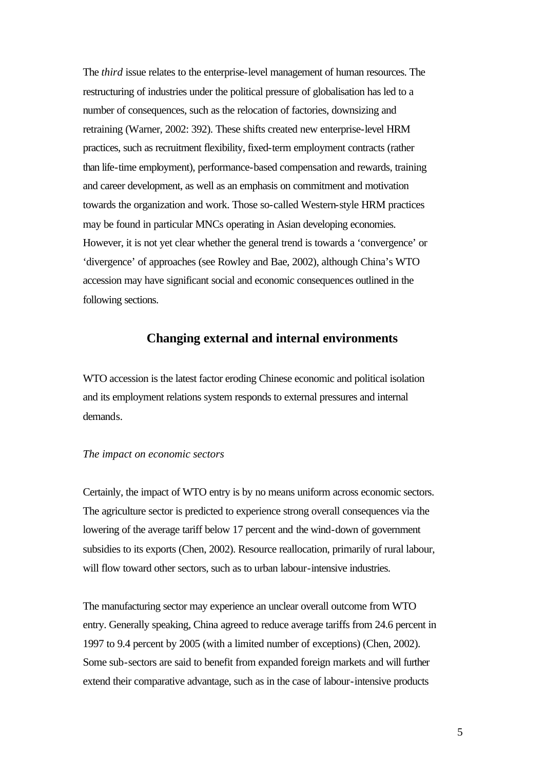The *third* issue relates to the enterprise-level management of human resources. The restructuring of industries under the political pressure of globalisation has led to a number of consequences, such as the relocation of factories, downsizing and retraining (Warner, 2002: 392). These shifts created new enterprise-level HRM practices, such as recruitment flexibility, fixed-term employment contracts (rather than life-time employment), performance-based compensation and rewards, training and career development, as well as an emphasis on commitment and motivation towards the organization and work. Those so-called Western-style HRM practices may be found in particular MNCs operating in Asian developing economies. However, it is not yet clear whether the general trend is towards a 'convergence' or 'divergence' of approaches (see Rowley and Bae, 2002), although China's WTO accession may have significant social and economic consequences outlined in the following sections.

## Changing external and internal environments

WTO accession is the latest factor eroding Chinese economic and political isolation and its employment relations system responds to external pressures and internal demands.

*The impact on economic sectors*

Certainly, the impact of WTO entry is by no means uniform across economic sectors. The agriculture sector is predicted to experience strong overall consequences via the lowering of the average tariff below 17 percent and the wind-down of government subsidies to its exports (Chen, 2002). Resource reallocation, primarily of rural labour, will flow toward other sectors, such as to urban labour-intensive industries.

The manufacturing sector may experience an unclear overall outcome from WTO entry. Generally speaking, China agreed to reduce average tariffs from 24.6 percent in 1997 to 9.4 percent by 2005 (with a limited number of exceptions) (Chen, 2002). Some sub-sectors are said to benefit from expanded foreign markets and will further extend their comparative advantage, such as in the case of labour-intensive products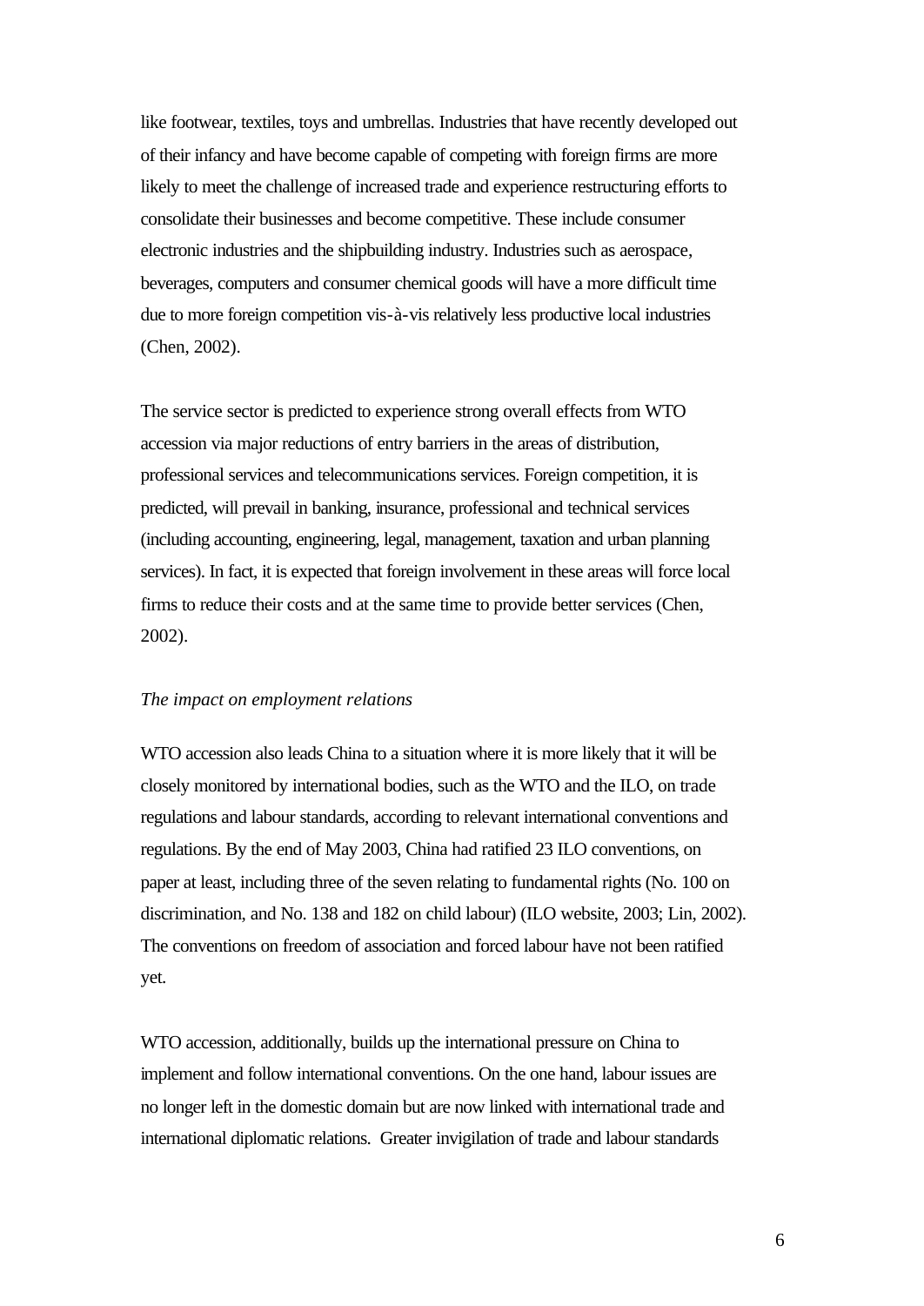like footwear, textiles, toys and umbrellas. Industries that have recently developed out of their infancy and have become capable of competing with foreign firms are more likely to meet the challenge of increased trade and experience restructuring efforts to consolidate their businesses and become competitive. These include consumer electronic industries and the shipbuilding industry. Industries such as aerospace, beverages, computers and consumer chemical goods will have a more difficult time due to more foreign competition vis-à-vis relatively less productive local industries (Chen, 2002).

The service sector is predicted to experience strong overall effects from WTO accession via major reductions of entry barriers in the areas of distribution, professional services and telecommunications services. Foreign competition, it is predicted, will prevail in banking, insurance, professional and technical services (including accounting, engineering, legal, management, taxation and urban planning services). In fact, it is expected that foreign involvement in these areas will force local firms to reduce their costs and at the same time to provide better services (Chen, 2002).

*The impact on employment relations*

WTO accession also leads China to a situation where it is more likely that it will be closely monitored by international bodies, such as the WTO and the ILO, on trade regulations and labour standards, according to relevant international conventions and regulations. By the end of May 2003, China had ratified 23 ILO conventions, on paper at least, including three of the seven relating to fundamental rights (No. 100 on discrimination, and No. 138 and 182 on child labour) (ILO website, 2003; Lin, 2002). The conventions on freedom of association and forced labour have not been ratified yet.

WTO accession, additionally, builds up the international pressure on China to implement and follow international conventions. On the one hand, labour issues are no longer left in the domestic domain but are now linked with international trade and international diplomatic relations. Greater invigilation of trade and labour standards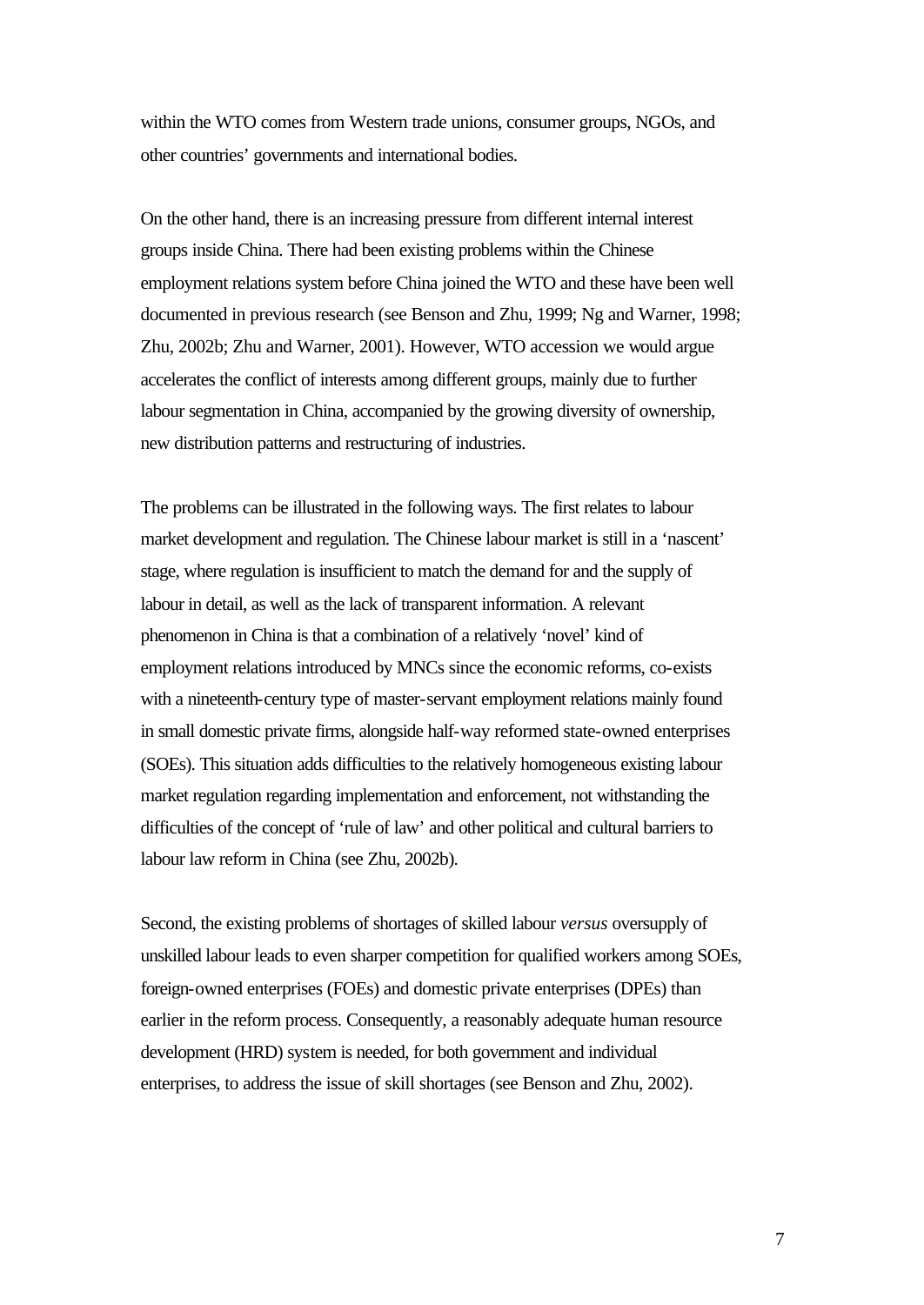within the WTO comes from Western trade unions, consumer groups, NGOs, and other countries' governments and international bodies.

On the other hand, there is an increasing pressure from different internal interest groups inside China. There had been existing problems within the Chinese employment relations system before China joined the WTO and these have been well documented in previous research (see Benson and Zhu, 1999; Ng and Warner, 1998; Zhu, 2002b; Zhu and Warner, 2001). However, WTO accession we would argue accelerates the conflict of interests among different groups, mainly due to further labour segmentation in China, accompanied by the growing diversity of ownership, new distribution patterns and restructuring of industries.

The problems can be illustrated in the following ways. The first relates to labour market development and regulation. The Chinese labour market is still in a 'nascent' stage, where regulation is insufficient to match the demand for and the supply of labour in detail, as well as the lack of transparent information. A relevant phenomenon in China is that a combination of a relatively 'novel' kind of employment relations introduced by MNCs since the economic reforms, co-exists with a nineteenth-century type of master-servant employment relations mainly found in small domestic private firms, alongside half-way reformed state-owned enterprises (SOEs). This situation adds difficulties to the relatively homogeneous existing labour market regulation regarding implementation and enforcement, not withstanding the difficulties of the concept of 'rule of law' and other political and cultural barriers to labour law reform in China (see Zhu, 2002b).

Second, the existing problems of shortages of skilled labour *versus* oversupply of unskilled labour leads to even sharper competition for qualified workers among SOEs, foreign-owned enterprises (FOEs) and domestic private enterprises (DPEs) than earlier in the reform process. Consequently, a reasonably adequate human resource development (HRD) system is needed, for both government and individual enterprises, to address the issue of skill shortages (see Benson and Zhu, 2002).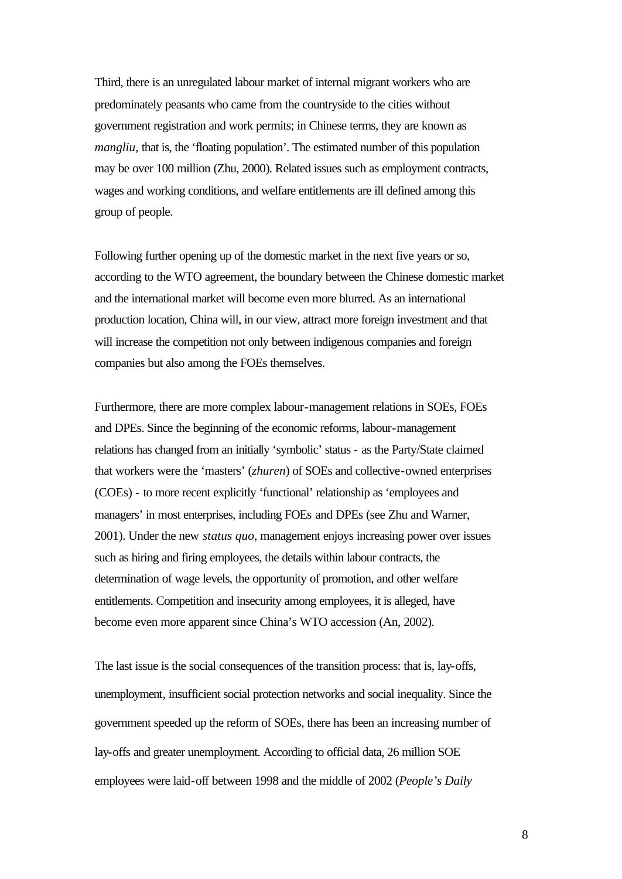Third, there is an unregulated labour market of internal migrant workers who are predominately peasants who came from the countryside to the cities without government registration and work permits; in Chinese terms, they are known as *mangliu*, that is, the 'floating population'. The estimated number of this population may be over 100 million (Zhu, 2000). Related issues such as employment contracts, wages and working conditions, and welfare entitlements are ill defined among this group of people.

Following further opening up of the domestic market in the next five years or so, according to the WTO agreement, the boundary between the Chinese domestic market and the international market will become even more blurred. As an international production location, China will, in our view, attract more foreign investment and that will increase the competition not only between indigenous companies and foreign companies but also among the FOEs themselves.

Furthermore, there are more complex labour-management relations in SOEs, FOEs and DPEs. Since the beginning of the economic reforms, labour-management relations has changed from an initially 'symbolic' status - as the Party/State claimed that workers were the 'masters' (*zhuren*) of SOEs and collective-owned enterprises (COEs) - to more recent explicitly 'functional' relationship as 'employees and managers' in most enterprises, including FOEs and DPEs (see Zhu and Warner, 2001). Under the new *status quo*, management enjoys increasing power over issues such as hiring and firing employees, the details within labour contracts, the determination of wage levels, the opportunity of promotion, and other welfare entitlements. Competition and insecurity among employees, it is alleged, have become even more apparent since China's WTO accession (An, 2002).

The last issue is the social consequences of the transition process: that is, lay-offs, unemployment, insufficient social protection networks and social inequality. Since the government speeded up the reform of SOEs, there has been an increasing number of lay-offs and greater unemployment. According to official data, 26 million SOE employees were laid-off between 1998 and the middle of 2002 (*People's Daily*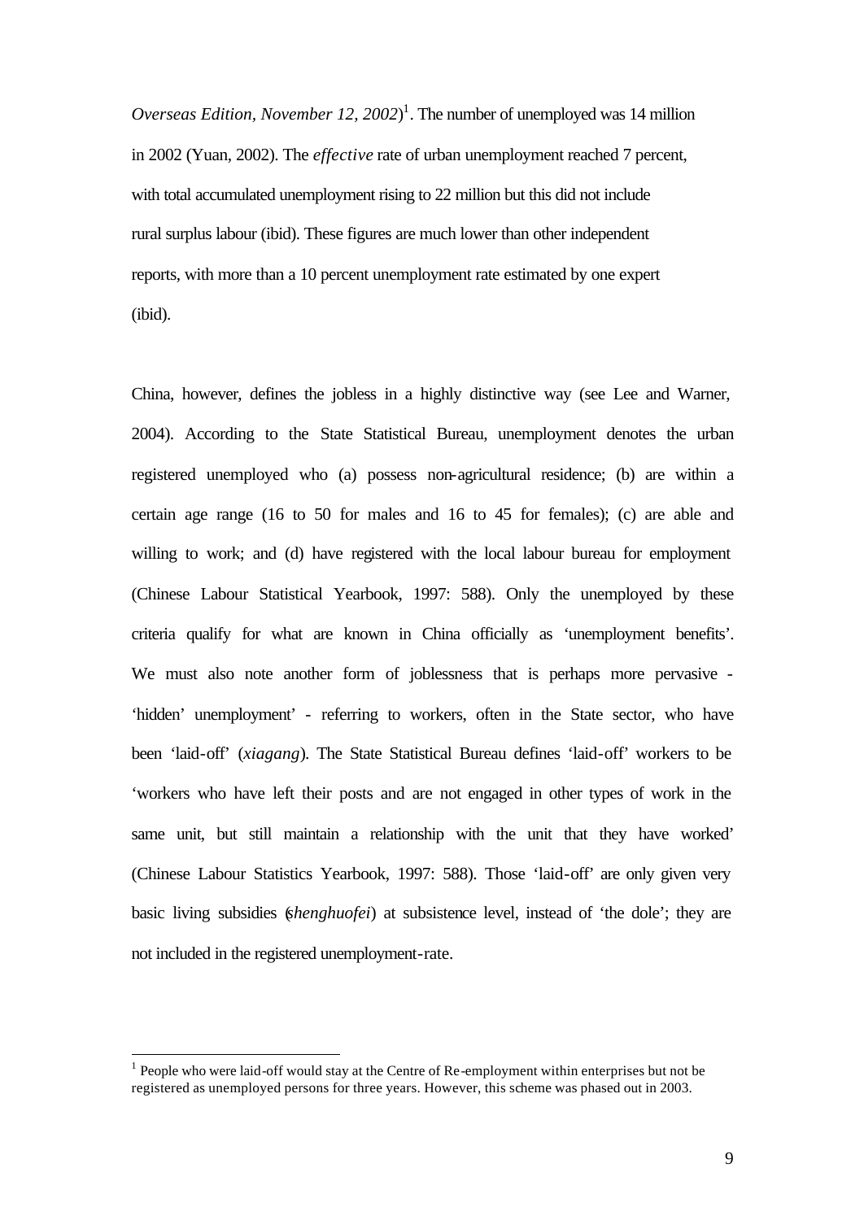*Overseas Edition, November 12, 2002*)[1]. The number of unemployed was 14 million in 2002 (Yuan, 2002). The *effective* rate of urban unemployment reached 7 percent, with total accumulated unemployment rising to 22 million but this did not include rural surplus labour (ibid). These figures are much lower than other independent reports, with more than a 10 percent unemployment rate estimated by one expert (ibid).

China, however, defines the jobless in a highly distinctive way (see Lee and Warner, 2004). According to the State Statistical Bureau, unemployment denotes the urban registered unemployed who (a) possess non-agricultural residence; (b) are within a certain age range (16 to 50 for males and 16 to 45 for females); (c) are able and willing to work; and (d) have registered with the local labour bureau for employment (Chinese Labour Statistical Yearbook, 1997: 588). Only the unemployed by these criteria qualify for what are known in China officially as 'unemployment benefits'. We must also note another form of joblessness that is perhaps more pervasive - 'hidden' unemployment' - referring to workers, often in the State sector, who have been 'laid-off' (*xiagang*). The State Statistical Bureau defines 'laid-off' workers to be 'workers who have left their posts and are not engaged in other types of work in the same unit, but still maintain a relationship with the unit that they have worked' (Chinese Labour Statistics Yearbook, 1997: 588). Those 'laid-off' are only given very basic living subsidies (*shenghuofei*) at subsistence level, instead of 'the dole'; they are not included in the registered unemployment-rate.

[1] People who were laid-off would stay at the Centre of Re-employment within enterprises but not be registered as unemployed persons for three years. However, this scheme was phased out in 2003.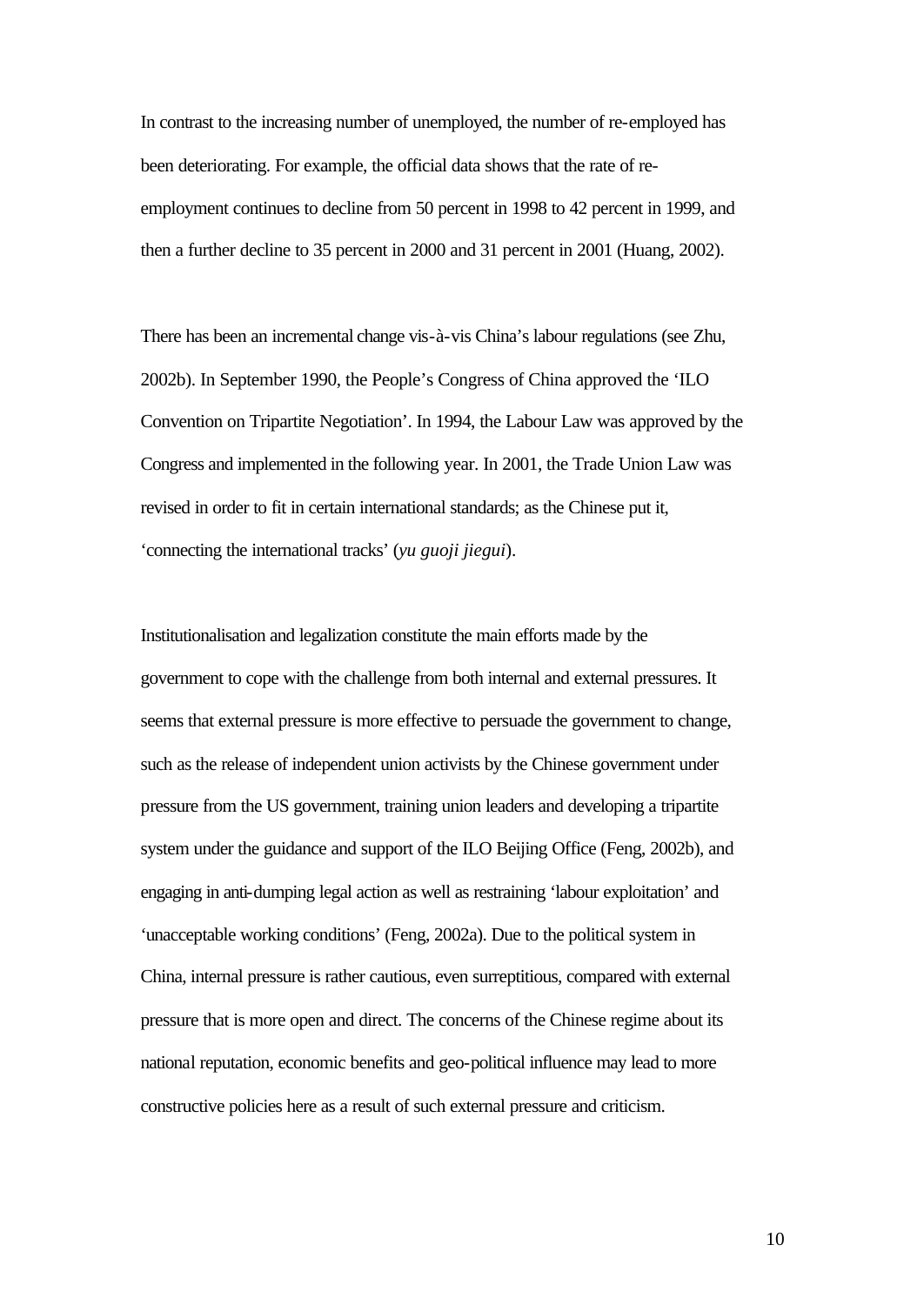In contrast to the increasing number of unemployed, the number of re-employed has been deteriorating. For example, the official data shows that the rate of re-employment continues to decline from 50 percent in 1998 to 42 percent in 1999, and then a further decline to 35 percent in 2000 and 31 percent in 2001 (Huang, 2002).

There has been an incremental change vis-à-vis China's labour regulations (see Zhu, 2002b). In September 1990, the People's Congress of China approved the 'ILO Convention on Tripartite Negotiation'. In 1994, the Labour Law was approved by the Congress and implemented in the following year. In 2001, the Trade Union Law was revised in order to fit in certain international standards; as the Chinese put it, 'connecting the international tracks' (*yu guoji jiegui*).

Institutionalisation and legalization constitute the main efforts made by the government to cope with the challenge from both internal and external pressures. It seems that external pressure is more effective to persuade the government to change, such as the release of independent union activists by the Chinese government under pressure from the US government, training union leaders and developing a tripartite system under the guidance and support of the ILO Beijing Office (Feng, 2002b), and engaging in anti-dumping legal action as well as restraining 'labour exploitation' and 'unacceptable working conditions' (Feng, 2002a). Due to the political system in China, internal pressure is rather cautious, even surreptitious, compared with external pressure that is more open and direct. The concerns of the Chinese regime about its national reputation, economic benefits and geo-political influence may lead to more constructive policies here as a result of such external pressure and criticism.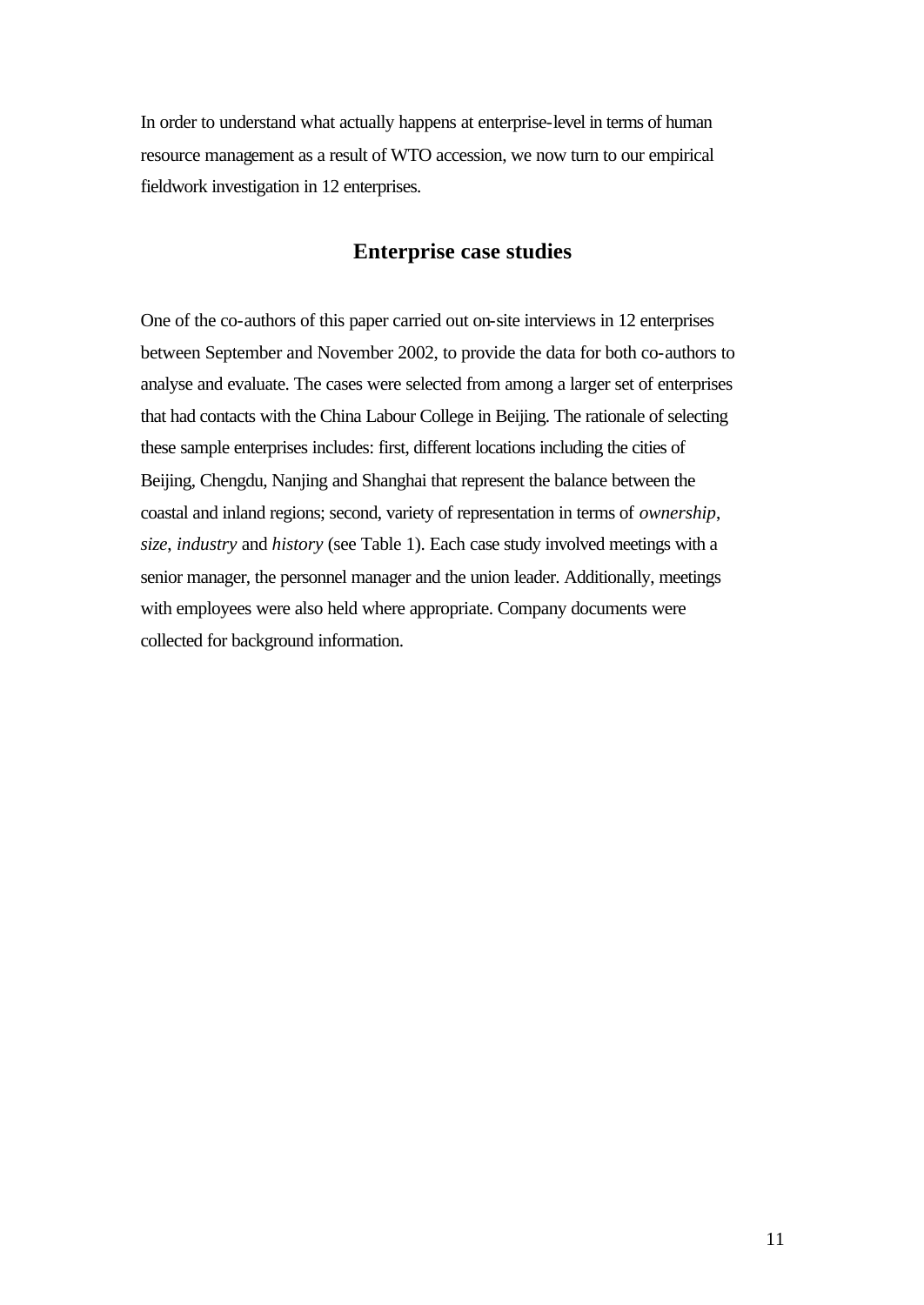In order to understand what actually happens at enterprise-level in terms of human resource management as a result of WTO accession, we now turn to our empirical fieldwork investigation in 12 enterprises.

## Enterprise case studies

One of the co-authors of this paper carried out on-site interviews in 12 enterprises between September and November 2002, to provide the data for both co-authors to analyse and evaluate. The cases were selected from among a larger set of enterprises that had contacts with the China Labour College in Beijing. The rationale of selecting these sample enterprises includes: first, different locations including the cities of Beijing, Chengdu, Nanjing and Shanghai that represent the balance between the coastal and inland regions; second, variety of representation in terms of *ownership*, *size*, *industry* and *history* (see Table 1). Each case study involved meetings with a senior manager, the personnel manager and the union leader. Additionally, meetings with employees were also held where appropriate. Company documents were collected for background information.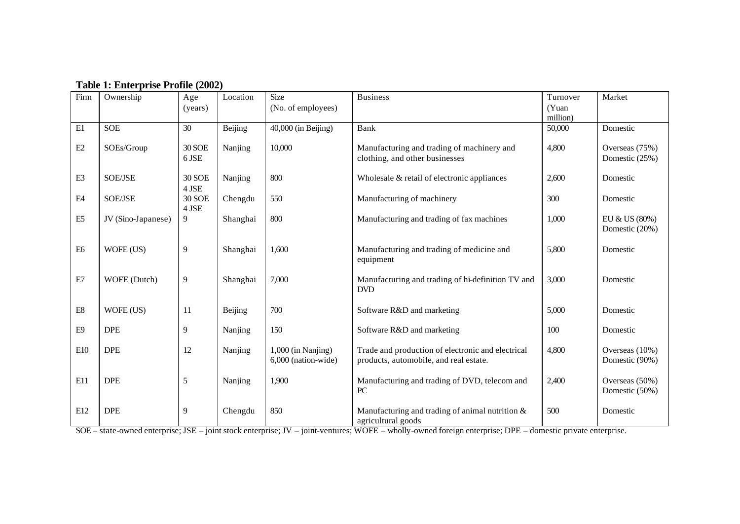**Table 1: Enterprise Profile (2002)**

| Firm | Ownership | Age (years) | Location | Size (No. of employees) | Business | Turnover (Yuan million) | Market |
|---|---|---|---|---|---|---|---|
| E1 | SOE | 30 | Beijing | 40,000 (in Beijing) | Bank | 50,000 | Domestic |
| E2 | SOEs/Group | 30 SOE 6 JSE | Nanjing | 10,000 | Manufacturing and trading of machinery and clothing, and other businesses | 4,800 | Overseas (75%) Domestic (25%) |
| E3 | SOE/JSE | 30 SOE 4 JSE | Nanjing | 800 | Wholesale & retail of electronic appliances | 2,600 | Domestic |
| E4 | SOE/JSE | 30 SOE 4 JSE | Chengdu | 550 | Manufacturing of machinery | 300 | Domestic |
| E5 | JV (Sino-Japanese) | 9 | Shanghai | 800 | Manufacturing and trading of fax machines | 1,000 | EU & US (80%) Domestic (20%) |
| E6 | WOFE (US) | 9 | Shanghai | 1,600 | Manufacturing and trading of medicine and equipment | 5,800 | Domestic |
| E7 | WOFE (Dutch) | 9 | Shanghai | 7,000 | Manufacturing and trading of hi-definition TV and DVD | 3,000 | Domestic |
| E8 | WOFE (US) | 11 | Beijing | 700 | Software R&D and marketing | 5,000 | Domestic |
| E9 | DPE | 9 | Nanjing | 150 | Software R&D and marketing | 100 | Domestic |
| E10 | DPE | 12 | Nanjing | 1,000 (in Nanjing) 6,000 (nation-wide) | Trade and production of electronic and electrical products, automobile, and real estate. | 4,800 | Overseas (10%) Domestic (90%) |
| E11 | DPE | 5 | Nanjing | 1,900 | Manufacturing and trading of DVD, telecom and PC | 2,400 | Overseas (50%) Domestic (50%) |
| E12 | DPE | 9 | Chengdu | 850 | Manufacturing and trading of animal nutrition & agricultural goods | 500 | Domestic |

SOE – state-owned enterprise; JSE – joint stock enterprise; JV – joint-ventures; WOFE – wholly-owned foreign enterprise; DPE – domestic private enterprise.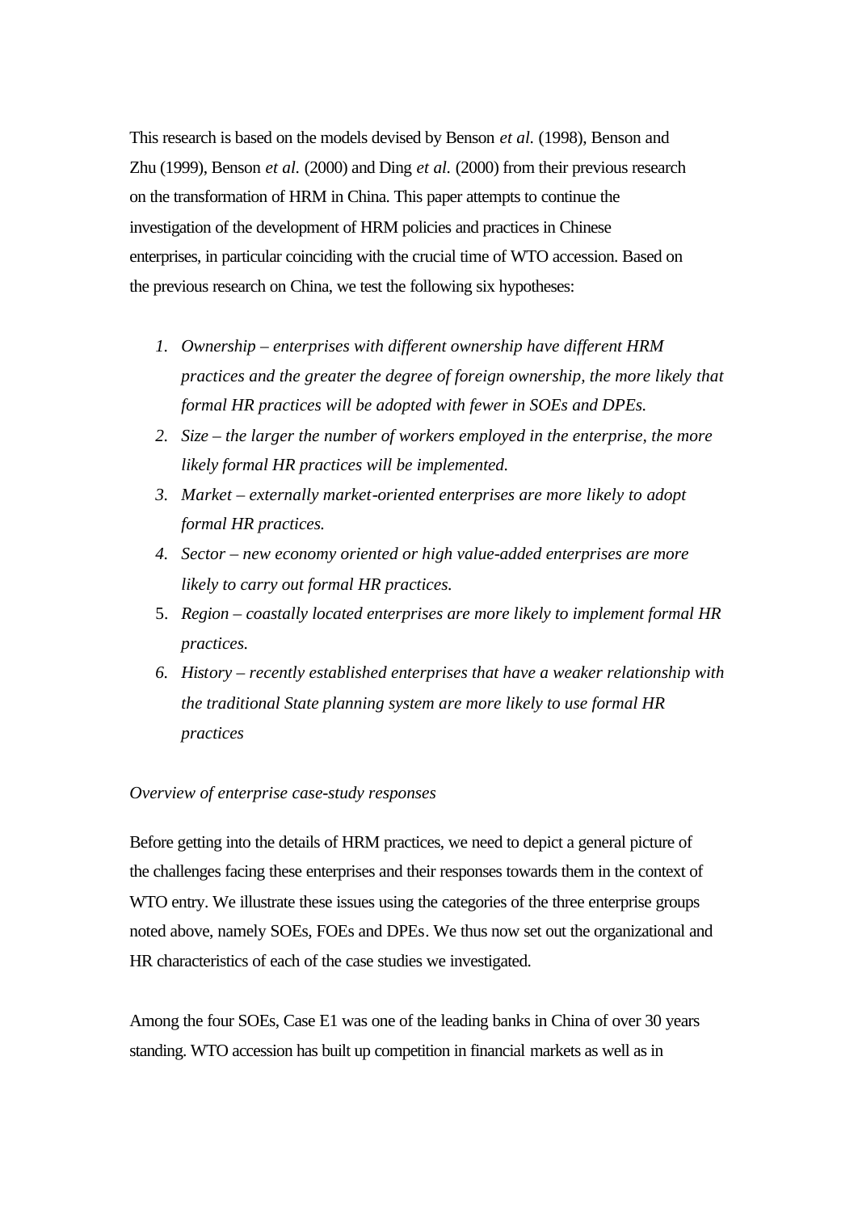This research is based on the models devised by Benson *et al.* (1998), Benson and Zhu (1999), Benson *et al.* (2000) and Ding *et al.* (2000) from their previous research on the transformation of HRM in China. This paper attempts to continue the investigation of the development of HRM policies and practices in Chinese enterprises, in particular coinciding with the crucial time of WTO accession. Based on the previous research on China, we test the following six hypotheses:

1. *Ownership – enterprises with different ownership have different HRM practices and the greater the degree of foreign ownership, the more likely that formal HR practices will be adopted with fewer in SOEs and DPEs.*
2. *Size – the larger the number of workers employed in the enterprise, the more likely formal HR practices will be implemented.*
3. *Market – externally market-oriented enterprises are more likely to adopt formal HR practices.*
4. *Sector – new economy oriented or high value-added enterprises are more likely to carry out formal HR practices.*
5. *Region – coastally located enterprises are more likely to implement formal HR practices.*
6. *History – recently established enterprises that have a weaker relationship with the traditional State planning system are more likely to use formal HR practices*

*Overview of enterprise case-study responses*

Before getting into the details of HRM practices, we need to depict a general picture of the challenges facing these enterprises and their responses towards them in the context of WTO entry. We illustrate these issues using the categories of the three enterprise groups noted above, namely SOEs, FOEs and DPEs. We thus now set out the organizational and HR characteristics of each of the case studies we investigated.

Among the four SOEs, Case E1 was one of the leading banks in China of over 30 years standing. WTO accession has built up competition in financial markets as well as in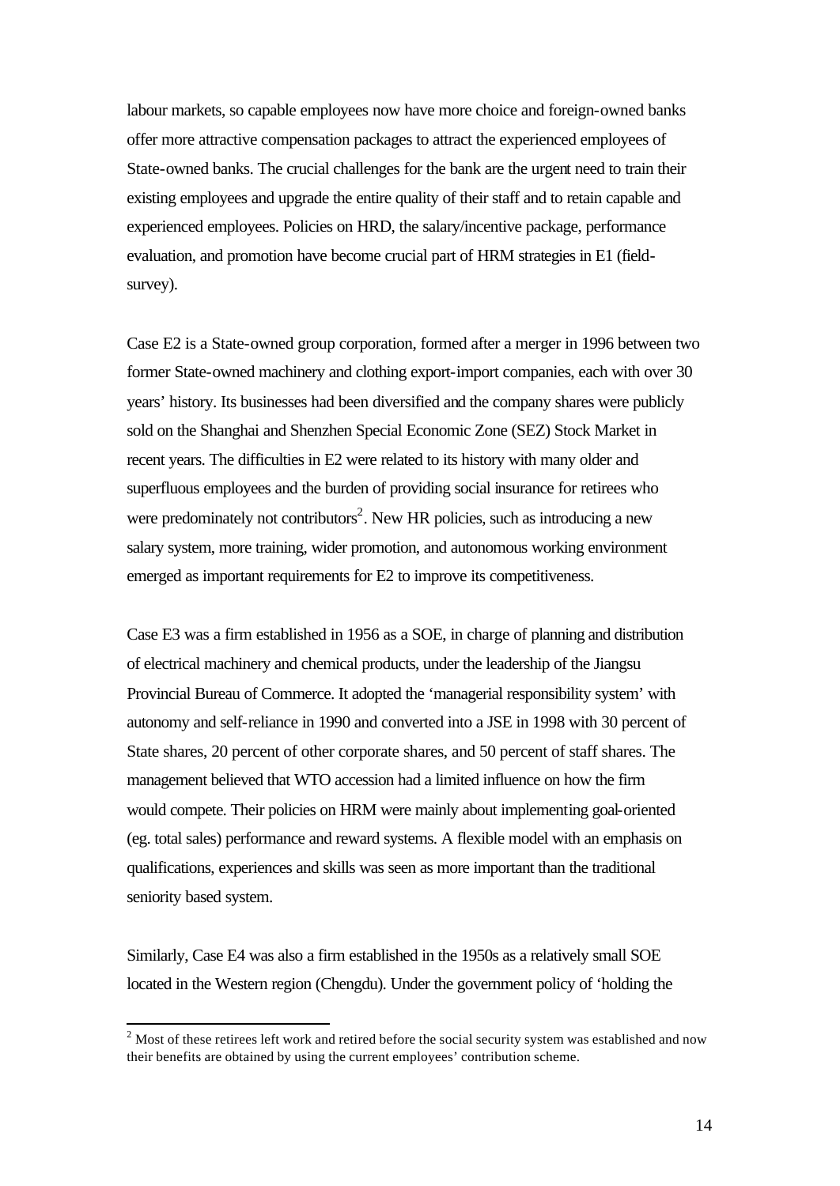labour markets, so capable employees now have more choice and foreign-owned banks offer more attractive compensation packages to attract the experienced employees of State-owned banks. The crucial challenges for the bank are the urgent need to train their existing employees and upgrade the entire quality of their staff and to retain capable and experienced employees. Policies on HRD, the salary/incentive package, performance evaluation, and promotion have become crucial part of HRM strategies in E1 (field-survey).

Case E2 is a State-owned group corporation, formed after a merger in 1996 between two former State-owned machinery and clothing export-import companies, each with over 30 years' history. Its businesses had been diversified and the company shares were publicly sold on the Shanghai and Shenzhen Special Economic Zone (SEZ) Stock Market in recent years. The difficulties in E2 were related to its history with many older and superfluous employees and the burden of providing social insurance for retirees who were predominately not contributors[2]. New HR policies, such as introducing a new salary system, more training, wider promotion, and autonomous working environment emerged as important requirements for E2 to improve its competitiveness.

Case E3 was a firm established in 1956 as a SOE, in charge of planning and distribution of electrical machinery and chemical products, under the leadership of the Jiangsu Provincial Bureau of Commerce. It adopted the 'managerial responsibility system' with autonomy and self-reliance in 1990 and converted into a JSE in 1998 with 30 percent of State shares, 20 percent of other corporate shares, and 50 percent of staff shares. The management believed that WTO accession had a limited influence on how the firm would compete. Their policies on HRM were mainly about implementing goal-oriented (eg. total sales) performance and reward systems. A flexible model with an emphasis on qualifications, experiences and skills was seen as more important than the traditional seniority based system.

Similarly, Case E4 was also a firm established in the 1950s as a relatively small SOE located in the Western region (Chengdu). Under the government policy of 'holding the

[2] Most of these retirees left work and retired before the social security system was established and now their benefits are obtained by using the current employees' contribution scheme.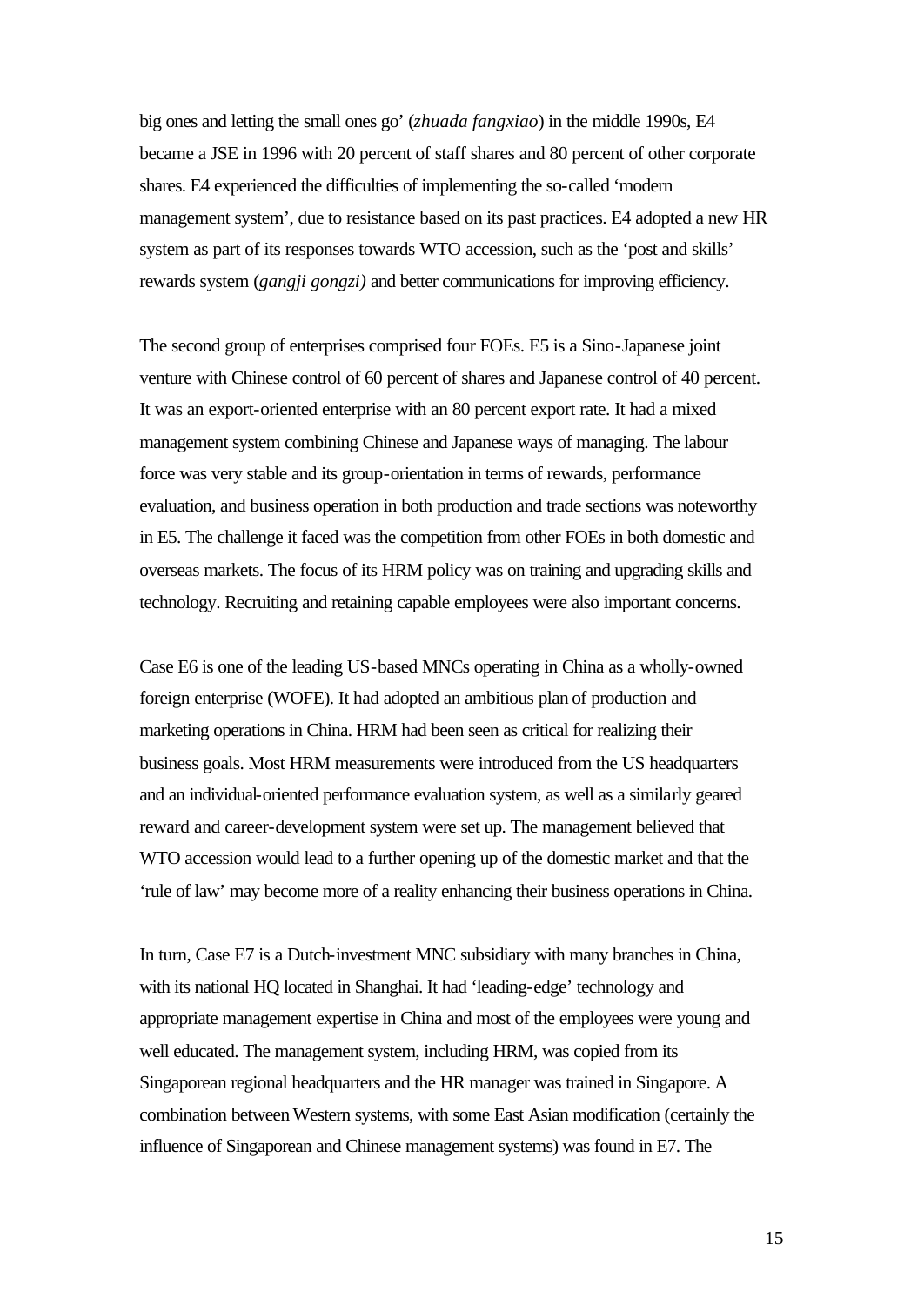big ones and letting the small ones go' (*zhuada fangxiao*) in the middle 1990s, E4 became a JSE in 1996 with 20 percent of staff shares and 80 percent of other corporate shares. E4 experienced the difficulties of implementing the so-called 'modern management system', due to resistance based on its past practices. E4 adopted a new HR system as part of its responses towards WTO accession, such as the 'post and skills' rewards system (*gangji gongzi)* and better communications for improving efficiency.

The second group of enterprises comprised four FOEs. E5 is a Sino-Japanese joint venture with Chinese control of 60 percent of shares and Japanese control of 40 percent. It was an export-oriented enterprise with an 80 percent export rate. It had a mixed management system combining Chinese and Japanese ways of managing. The labour force was very stable and its group-orientation in terms of rewards, performance evaluation, and business operation in both production and trade sections was noteworthy in E5. The challenge it faced was the competition from other FOEs in both domestic and overseas markets. The focus of its HRM policy was on training and upgrading skills and technology. Recruiting and retaining capable employees were also important concerns.

Case E6 is one of the leading US-based MNCs operating in China as a wholly-owned foreign enterprise (WOFE). It had adopted an ambitious plan of production and marketing operations in China. HRM had been seen as critical for realizing their business goals. Most HRM measurements were introduced from the US headquarters and an individual-oriented performance evaluation system, as well as a similarly geared reward and career-development system were set up. The management believed that WTO accession would lead to a further opening up of the domestic market and that the 'rule of law' may become more of a reality enhancing their business operations in China.

In turn, Case E7 is a Dutch-investment MNC subsidiary with many branches in China, with its national HQ located in Shanghai. It had 'leading-edge' technology and appropriate management expertise in China and most of the employees were young and well educated. The management system, including HRM, was copied from its Singaporean regional headquarters and the HR manager was trained in Singapore. A combination between Western systems, with some East Asian modification (certainly the influence of Singaporean and Chinese management systems) was found in E7. The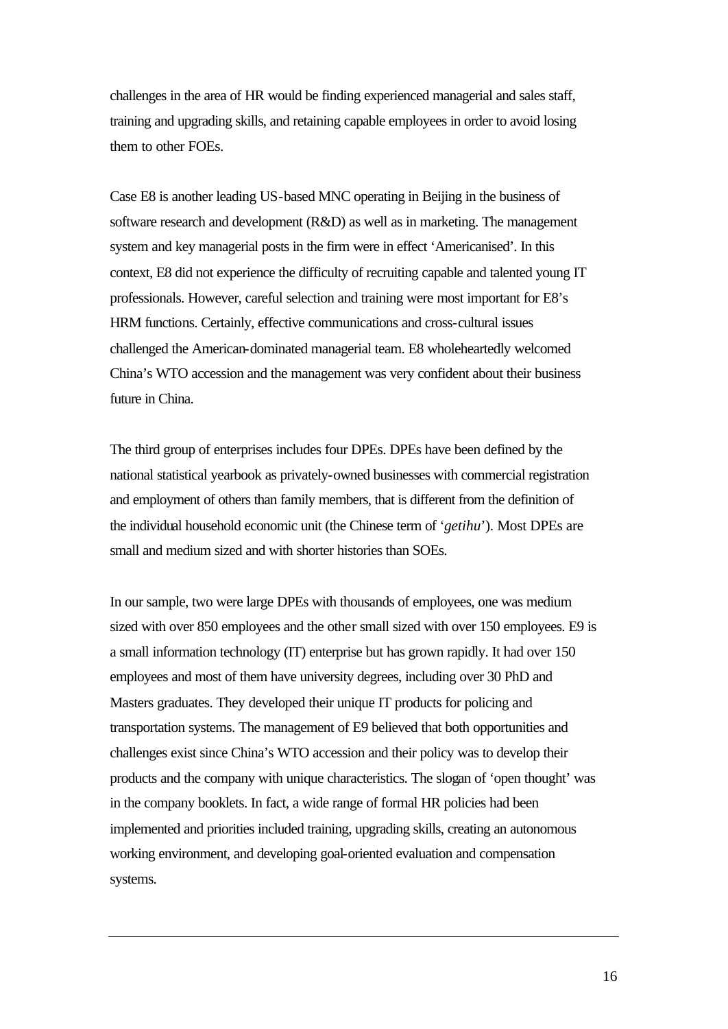challenges in the area of HR would be finding experienced managerial and sales staff, training and upgrading skills, and retaining capable employees in order to avoid losing them to other FOEs.

Case E8 is another leading US-based MNC operating in Beijing in the business of software research and development (R&D) as well as in marketing. The management system and key managerial posts in the firm were in effect 'Americanised'. In this context, E8 did not experience the difficulty of recruiting capable and talented young IT professionals. However, careful selection and training were most important for E8's HRM functions. Certainly, effective communications and cross-cultural issues challenged the American-dominated managerial team. E8 wholeheartedly welcomed China's WTO accession and the management was very confident about their business future in China.

The third group of enterprises includes four DPEs. DPEs have been defined by the national statistical yearbook as privately-owned businesses with commercial registration and employment of others than family members, that is different from the definition of the individual household economic unit (the Chinese term of '*getihu*'). Most DPEs are small and medium sized and with shorter histories than SOEs.

In our sample, two were large DPEs with thousands of employees, one was medium sized with over 850 employees and the other small sized with over 150 employees. E9 is a small information technology (IT) enterprise but has grown rapidly. It had over 150 employees and most of them have university degrees, including over 30 PhD and Masters graduates. They developed their unique IT products for policing and transportation systems. The management of E9 believed that both opportunities and challenges exist since China's WTO accession and their policy was to develop their products and the company with unique characteristics. The slogan of 'open thought' was in the company booklets. In fact, a wide range of formal HR policies had been implemented and priorities included training, upgrading skills, creating an autonomous working environment, and developing goal-oriented evaluation and compensation systems.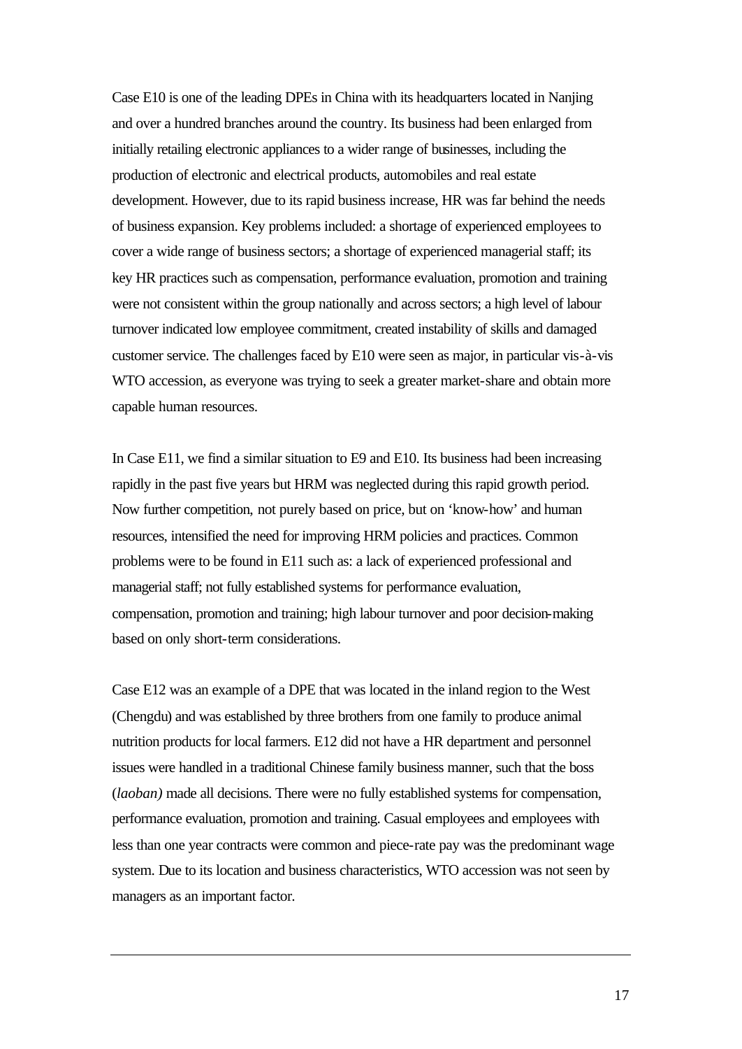Case E10 is one of the leading DPEs in China with its headquarters located in Nanjing and over a hundred branches around the country. Its business had been enlarged from initially retailing electronic appliances to a wider range of businesses, including the production of electronic and electrical products, automobiles and real estate development. However, due to its rapid business increase, HR was far behind the needs of business expansion. Key problems included: a shortage of experienced employees to cover a wide range of business sectors; a shortage of experienced managerial staff; its key HR practices such as compensation, performance evaluation, promotion and training were not consistent within the group nationally and across sectors; a high level of labour turnover indicated low employee commitment, created instability of skills and damaged customer service. The challenges faced by E10 were seen as major, in particular vis-à-vis WTO accession, as everyone was trying to seek a greater market-share and obtain more capable human resources.

In Case E11, we find a similar situation to E9 and E10. Its business had been increasing rapidly in the past five years but HRM was neglected during this rapid growth period. Now further competition, not purely based on price, but on 'know-how' and human resources, intensified the need for improving HRM policies and practices. Common problems were to be found in E11 such as: a lack of experienced professional and managerial staff; not fully established systems for performance evaluation, compensation, promotion and training; high labour turnover and poor decision-making based on only short-term considerations.

Case E12 was an example of a DPE that was located in the inland region to the West (Chengdu) and was established by three brothers from one family to produce animal nutrition products for local farmers. E12 did not have a HR department and personnel issues were handled in a traditional Chinese family business manner, such that the boss (*laoban)* made all decisions. There were no fully established systems for compensation, performance evaluation, promotion and training. Casual employees and employees with less than one year contracts were common and piece-rate pay was the predominant wage system. Due to its location and business characteristics, WTO accession was not seen by managers as an important factor.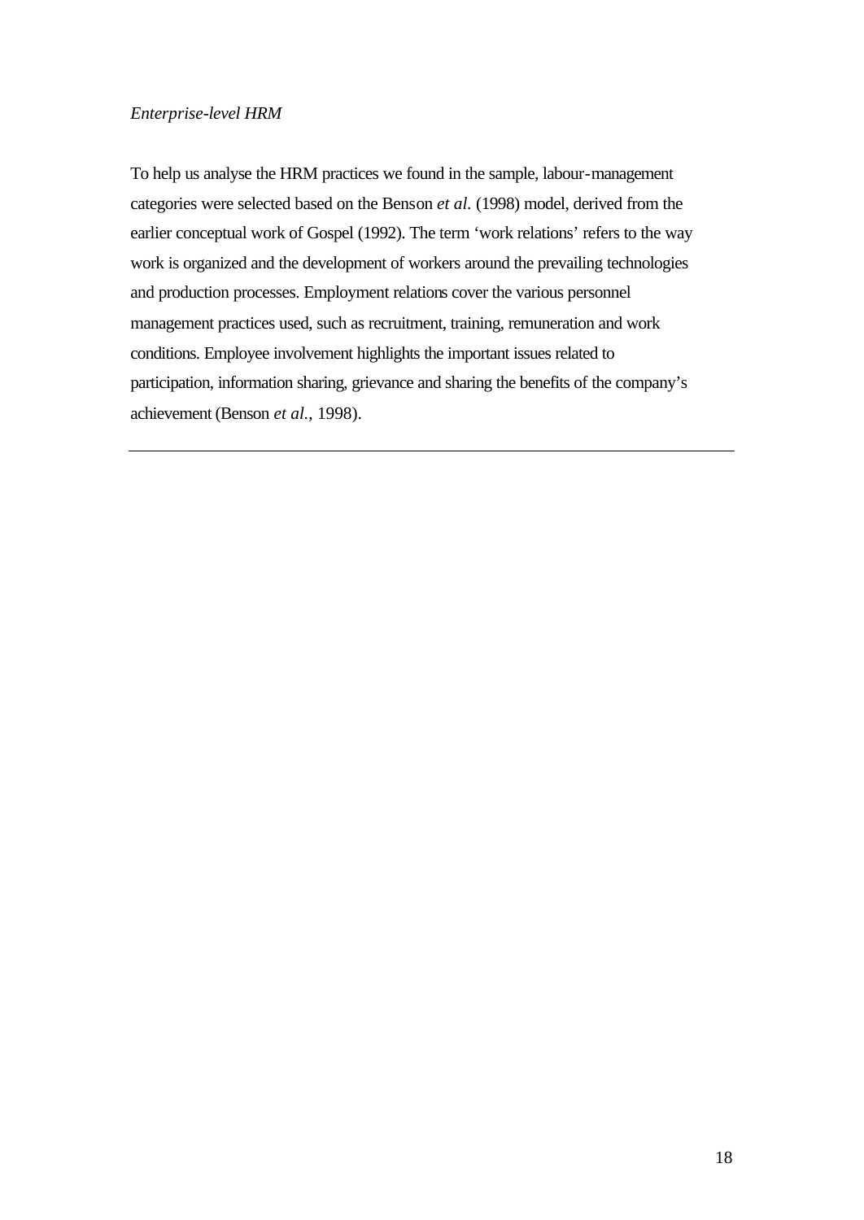*Enterprise-level HRM*

To help us analyse the HRM practices we found in the sample, labour-management categories were selected based on the Benson *et al.* (1998) model, derived from the earlier conceptual work of Gospel (1992). The term 'work relations' refers to the way work is organized and the development of workers around the prevailing technologies and production processes. Employment relations cover the various personnel management practices used, such as recruitment, training, remuneration and work conditions. Employee involvement highlights the important issues related to participation, information sharing, grievance and sharing the benefits of the company's achievement (Benson *et al.*, 1998).

---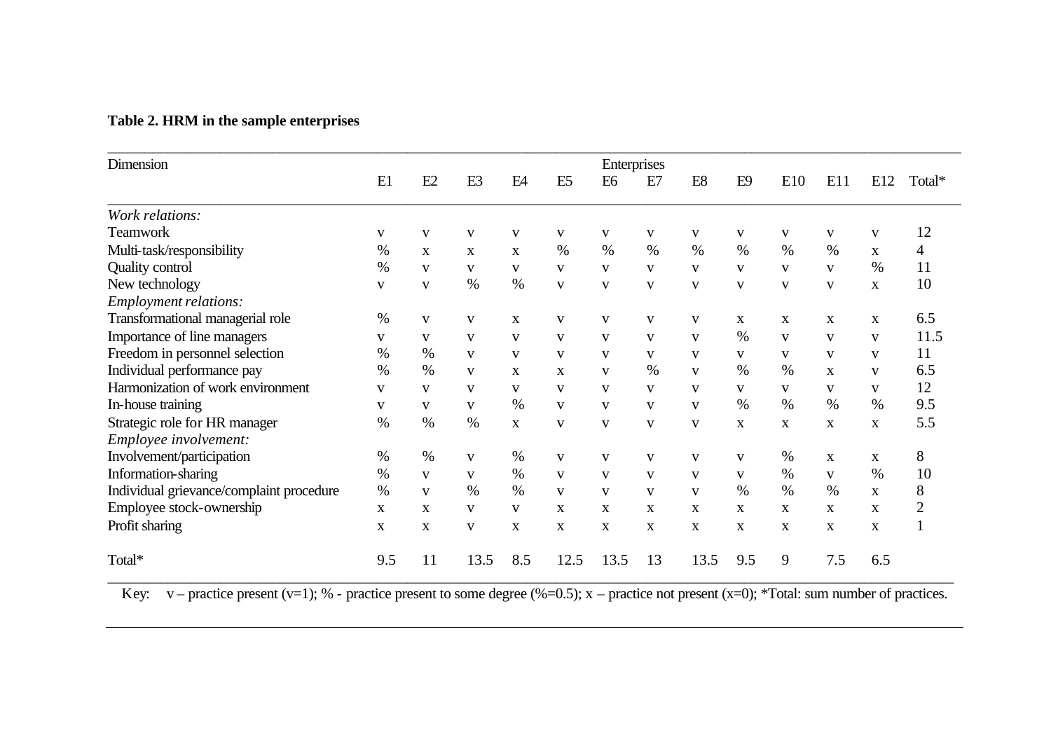**Table 2. HRM in the sample enterprises**

| Dimension | Enterprises | | | | | | | | | | | | |
|---|---|---|---|---|---|---|---|---|---|---|---|---|---|
| | E1 | E2 | E3 | E4 | E5 | E6 | E7 | E8 | E9 | E10 | E11 | E12 | Total* |
| *Work relations:* | | | | | | | | | | | | | |
| Teamwork | v | v | v | v | v | v | v | v | v | v | v | v | 12 |
| Multi-task/responsibility | % | x | x | x | % | % | % | % | % | % | % | x | 4 |
| Quality control | % | v | v | v | v | v | v | v | v | v | v | % | 11 |
| New technology | v | v | % | % | v | v | v | v | v | v | v | x | 10 |
| *Employment relations:* | | | | | | | | | | | | | |
| Transformational managerial role | % | v | v | x | v | v | v | v | x | x | x | x | 6.5 |
| Importance of line managers | v | v | v | v | v | v | v | v | % | v | v | v | 11.5 |
| Freedom in personnel selection | % | % | v | v | v | v | v | v | v | v | v | v | 11 |
| Individual performance pay | % | % | v | x | x | v | % | v | % | % | x | v | 6.5 |
| Harmonization of work environment | v | v | v | v | v | v | v | v | v | v | v | v | 12 |
| In-house training | v | v | v | % | v | v | v | v | % | % | % | % | 9.5 |
| Strategic role for HR manager | % | % | % | x | v | v | v | v | x | x | x | x | 5.5 |
| *Employee involvement:* | | | | | | | | | | | | | |
| Involvement/participation | % | % | v | % | v | v | v | v | v | % | x | x | 8 |
| Information-sharing | % | v | v | % | v | v | v | v | v | % | v | % | 10 |
| Individual grievance/complaint procedure | % | v | % | % | v | v | v | v | % | % | % | x | 8 |
| Employee stock-ownership | x | x | v | v | x | x | x | x | x | x | x | x | 2 |
| Profit sharing | x | x | v | x | x | x | x | x | x | x | x | x | 1 |
| Total* | 9.5 | 11 | 13.5 | 8.5 | 12.5 | 13.5 | 13 | 13.5 | 9.5 | 9 | 7.5 | 6.5 | |

Key: v – practice present (v=1); % - practice present to some degree (%=0.5); x – practice not present (x=0); *Total: sum number of practices.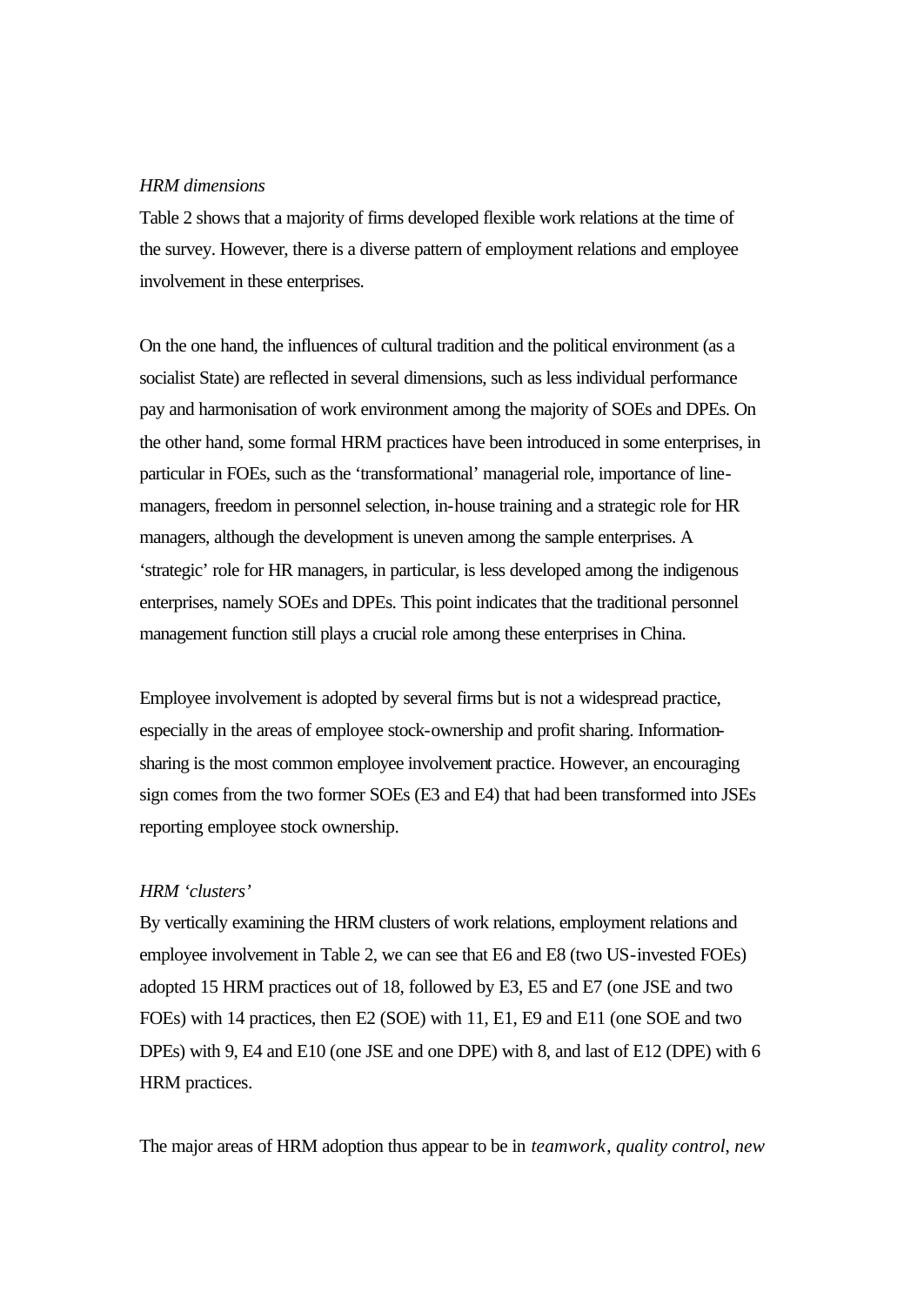*HRM dimensions*

Table 2 shows that a majority of firms developed flexible work relations at the time of the survey. However, there is a diverse pattern of employment relations and employee involvement in these enterprises.

On the one hand, the influences of cultural tradition and the political environment (as a socialist State) are reflected in several dimensions, such as less individual performance pay and harmonisation of work environment among the majority of SOEs and DPEs. On the other hand, some formal HRM practices have been introduced in some enterprises, in particular in FOEs, such as the 'transformational' managerial role, importance of line-managers, freedom in personnel selection, in-house training and a strategic role for HR managers, although the development is uneven among the sample enterprises. A 'strategic' role for HR managers, in particular, is less developed among the indigenous enterprises, namely SOEs and DPEs. This point indicates that the traditional personnel management function still plays a crucial role among these enterprises in China.

Employee involvement is adopted by several firms but is not a widespread practice, especially in the areas of employee stock-ownership and profit sharing. Information-sharing is the most common employee involvement practice. However, an encouraging sign comes from the two former SOEs (E3 and E4) that had been transformed into JSEs reporting employee stock ownership.

*HRM 'clusters'*

By vertically examining the HRM clusters of work relations, employment relations and employee involvement in Table 2, we can see that E6 and E8 (two US-invested FOEs) adopted 15 HRM practices out of 18, followed by E3, E5 and E7 (one JSE and two FOEs) with 14 practices, then E2 (SOE) with 11, E1, E9 and E11 (one SOE and two DPEs) with 9, E4 and E10 (one JSE and one DPE) with 8, and last of E12 (DPE) with 6 HRM practices.

The major areas of HRM adoption thus appear to be in *teamwork*, *quality control*, *new*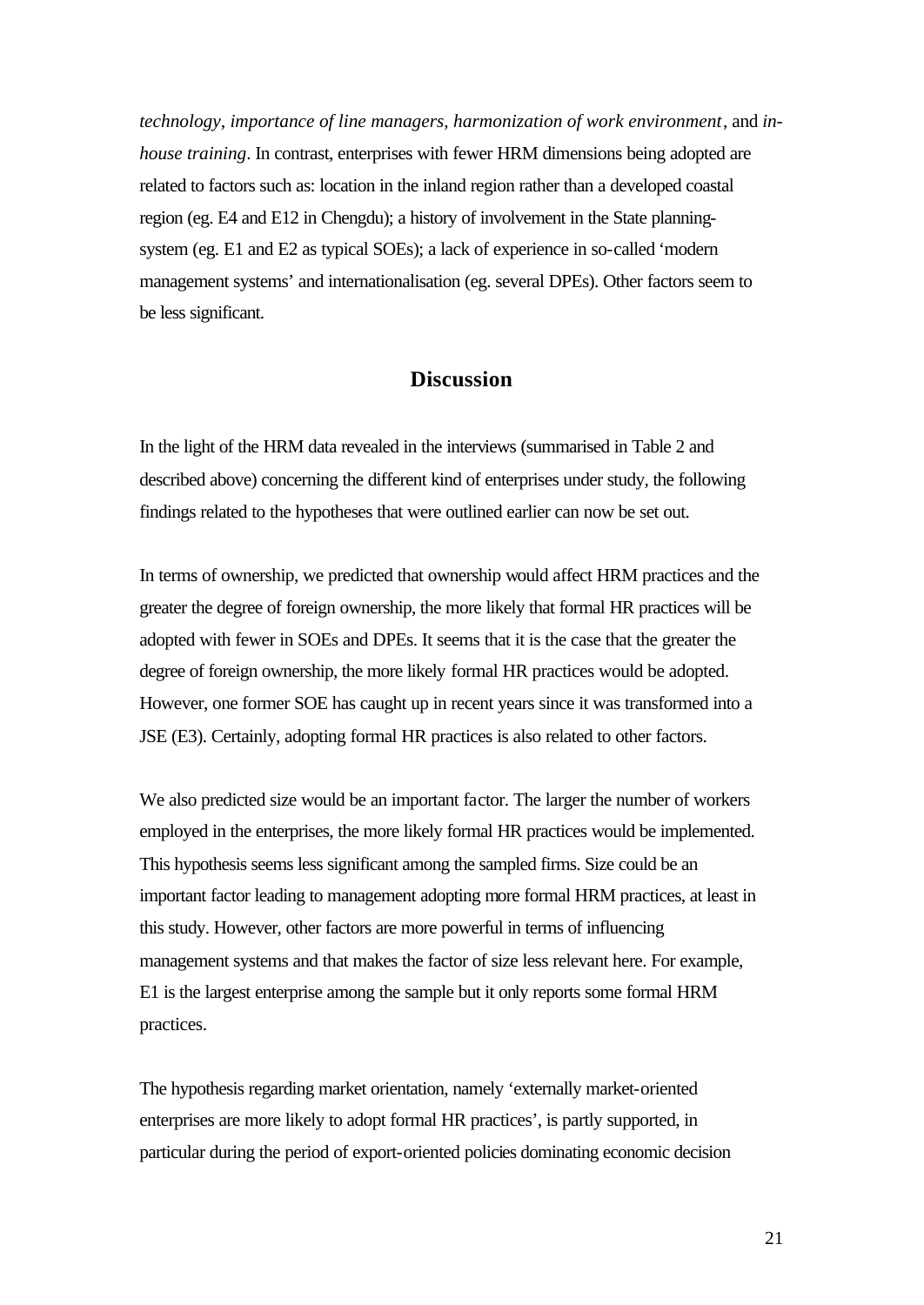*technology*, *importance of line managers*, *harmonization of work environment*, and *in-house training*. In contrast, enterprises with fewer HRM dimensions being adopted are related to factors such as: location in the inland region rather than a developed coastal region (eg. E4 and E12 in Chengdu); a history of involvement in the State planning-system (eg. E1 and E2 as typical SOEs); a lack of experience in so-called 'modern management systems' and internationalisation (eg. several DPEs). Other factors seem to be less significant.

## Discussion

In the light of the HRM data revealed in the interviews (summarised in Table 2 and described above) concerning the different kind of enterprises under study, the following findings related to the hypotheses that were outlined earlier can now be set out.

In terms of ownership, we predicted that ownership would affect HRM practices and the greater the degree of foreign ownership, the more likely that formal HR practices will be adopted with fewer in SOEs and DPEs. It seems that it is the case that the greater the degree of foreign ownership, the more likely formal HR practices would be adopted. However, one former SOE has caught up in recent years since it was transformed into a JSE (E3). Certainly, adopting formal HR practices is also related to other factors.

We also predicted size would be an important factor. The larger the number of workers employed in the enterprises, the more likely formal HR practices would be implemented. This hypothesis seems less significant among the sampled firms. Size could be an important factor leading to management adopting more formal HRM practices, at least in this study. However, other factors are more powerful in terms of influencing management systems and that makes the factor of size less relevant here. For example, E1 is the largest enterprise among the sample but it only reports some formal HRM practices.

The hypothesis regarding market orientation, namely 'externally market-oriented enterprises are more likely to adopt formal HR practices', is partly supported, in particular during the period of export-oriented policies dominating economic decision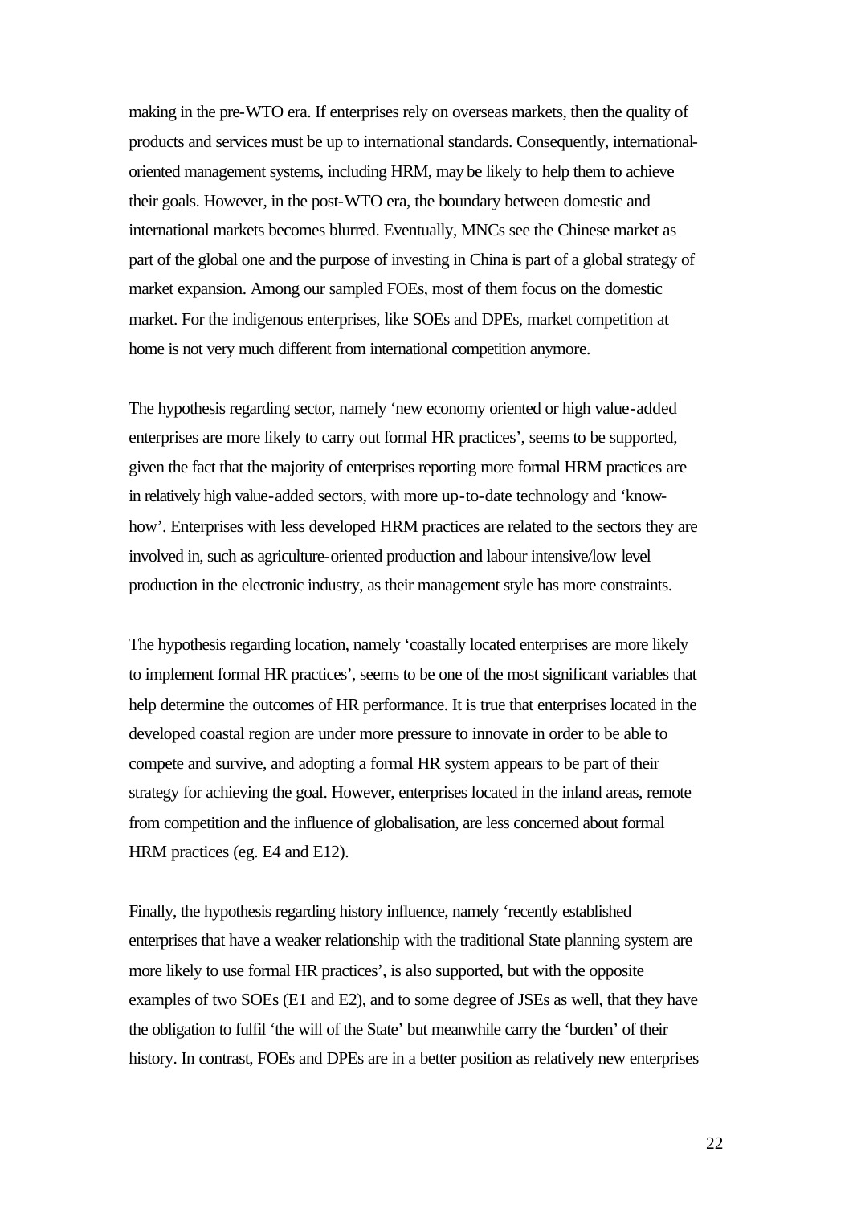making in the pre-WTO era. If enterprises rely on overseas markets, then the quality of products and services must be up to international standards. Consequently, international-oriented management systems, including HRM, may be likely to help them to achieve their goals. However, in the post-WTO era, the boundary between domestic and international markets becomes blurred. Eventually, MNCs see the Chinese market as part of the global one and the purpose of investing in China is part of a global strategy of market expansion. Among our sampled FOEs, most of them focus on the domestic market. For the indigenous enterprises, like SOEs and DPEs, market competition at home is not very much different from international competition anymore.

The hypothesis regarding sector, namely 'new economy oriented or high value-added enterprises are more likely to carry out formal HR practices', seems to be supported, given the fact that the majority of enterprises reporting more formal HRM practices are in relatively high value-added sectors, with more up-to-date technology and 'know-how'. Enterprises with less developed HRM practices are related to the sectors they are involved in, such as agriculture-oriented production and labour intensive/low level production in the electronic industry, as their management style has more constraints.

The hypothesis regarding location, namely 'coastally located enterprises are more likely to implement formal HR practices', seems to be one of the most significant variables that help determine the outcomes of HR performance. It is true that enterprises located in the developed coastal region are under more pressure to innovate in order to be able to compete and survive, and adopting a formal HR system appears to be part of their strategy for achieving the goal. However, enterprises located in the inland areas, remote from competition and the influence of globalisation, are less concerned about formal HRM practices (eg. E4 and E12).

Finally, the hypothesis regarding history influence, namely 'recently established enterprises that have a weaker relationship with the traditional State planning system are more likely to use formal HR practices', is also supported, but with the opposite examples of two SOEs (E1 and E2), and to some degree of JSEs as well, that they have the obligation to fulfil 'the will of the State' but meanwhile carry the 'burden' of their history. In contrast, FOEs and DPEs are in a better position as relatively new enterprises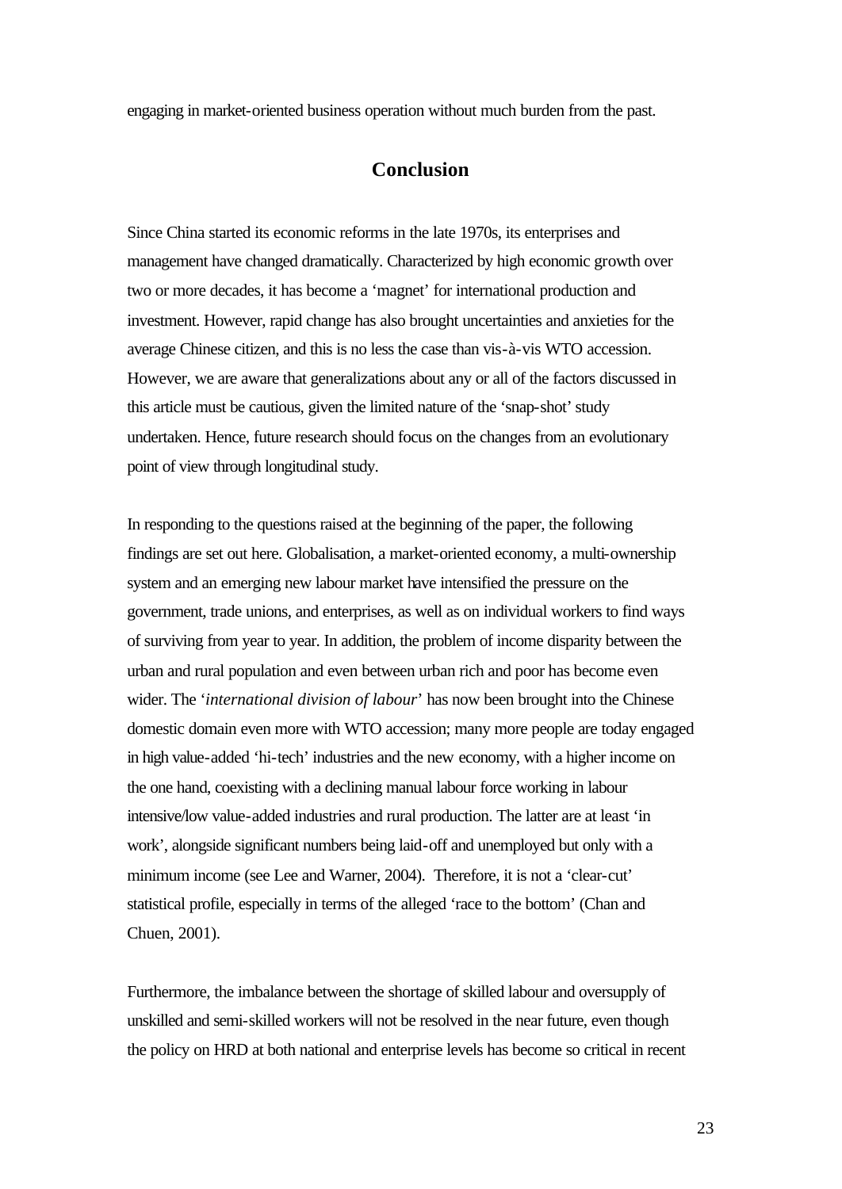engaging in market-oriented business operation without much burden from the past.

## Conclusion

Since China started its economic reforms in the late 1970s, its enterprises and management have changed dramatically. Characterized by high economic growth over two or more decades, it has become a 'magnet' for international production and investment. However, rapid change has also brought uncertainties and anxieties for the average Chinese citizen, and this is no less the case than vis-à-vis WTO accession. However, we are aware that generalizations about any or all of the factors discussed in this article must be cautious, given the limited nature of the 'snap-shot' study undertaken. Hence, future research should focus on the changes from an evolutionary point of view through longitudinal study.

In responding to the questions raised at the beginning of the paper, the following findings are set out here. Globalisation, a market-oriented economy, a multi-ownership system and an emerging new labour market have intensified the pressure on the government, trade unions, and enterprises, as well as on individual workers to find ways of surviving from year to year. In addition, the problem of income disparity between the urban and rural population and even between urban rich and poor has become even wider. The '*international division of labour*' has now been brought into the Chinese domestic domain even more with WTO accession; many more people are today engaged in high value-added 'hi-tech' industries and the new economy, with a higher income on the one hand, coexisting with a declining manual labour force working in labour intensive/low value-added industries and rural production. The latter are at least 'in work', alongside significant numbers being laid-off and unemployed but only with a minimum income (see Lee and Warner, 2004). Therefore, it is not a 'clear-cut' statistical profile, especially in terms of the alleged 'race to the bottom' (Chan and Chuen, 2001).

Furthermore, the imbalance between the shortage of skilled labour and oversupply of unskilled and semi-skilled workers will not be resolved in the near future, even though the policy on HRD at both national and enterprise levels has become so critical in recent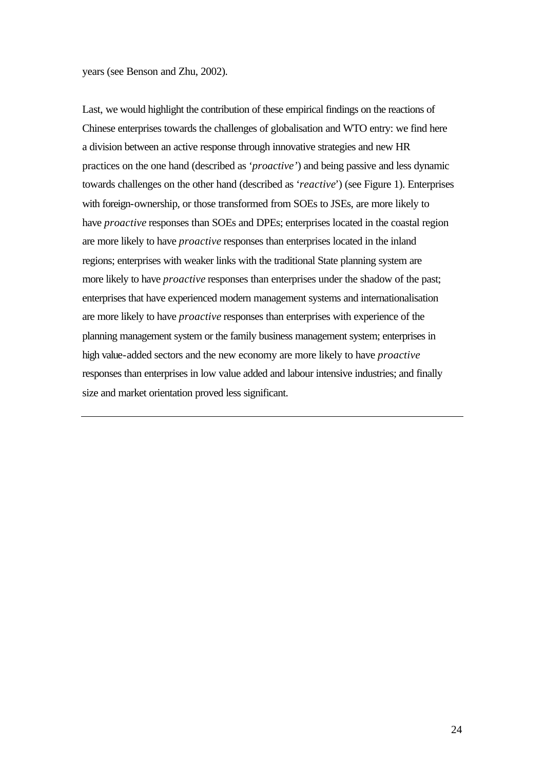years (see Benson and Zhu, 2002).

Last, we would highlight the contribution of these empirical findings on the reactions of Chinese enterprises towards the challenges of globalisation and WTO entry: we find here a division between an active response through innovative strategies and new HR practices on the one hand (described as '*proactive*') and being passive and less dynamic towards challenges on the other hand (described as '*reactive*') (see Figure 1). Enterprises with foreign-ownership, or those transformed from SOEs to JSEs, are more likely to have *proactive* responses than SOEs and DPEs; enterprises located in the coastal region are more likely to have *proactive* responses than enterprises located in the inland regions; enterprises with weaker links with the traditional State planning system are more likely to have *proactive* responses than enterprises under the shadow of the past; enterprises that have experienced modern management systems and internationalisation are more likely to have *proactive* responses than enterprises with experience of the planning management system or the family business management system; enterprises in high value-added sectors and the new economy are more likely to have *proactive* responses than enterprises in low value added and labour intensive industries; and finally size and market orientation proved less significant.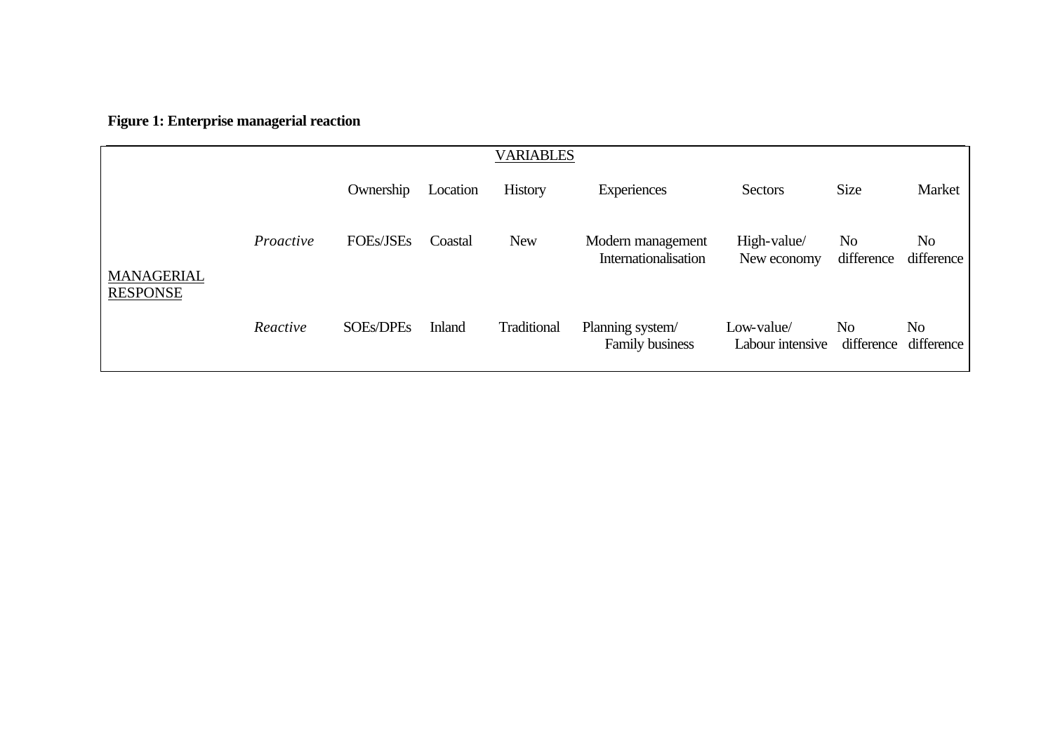**Figure 1: Enterprise managerial reaction**

| | | VARIABLES | | | | | | |
|---|---|---|---|---|---|---|---|---|
| | | Ownership | Location | History | Experiences | Sectors | Size | Market |
| MANAGERIAL RESPONSE | *Proactive* | FOEs/JSEs | Coastal | New | Modern management Internationalisation | High-value/ New economy | No difference | No difference |
| | *Reactive* | SOEs/DPEs | Inland | Traditional | Planning system/ Family business | Low-value/ Labour intensive | No difference | No difference |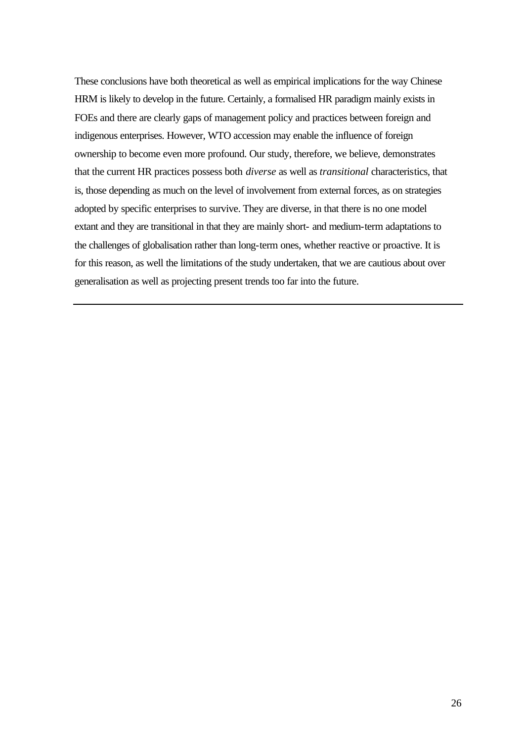These conclusions have both theoretical as well as empirical implications for the way Chinese HRM is likely to develop in the future. Certainly, a formalised HR paradigm mainly exists in FOEs and there are clearly gaps of management policy and practices between foreign and indigenous enterprises. However, WTO accession may enable the influence of foreign ownership to become even more profound. Our study, therefore, we believe, demonstrates that the current HR practices possess both *diverse* as well as *transitional* characteristics, that is, those depending as much on the level of involvement from external forces, as on strategies adopted by specific enterprises to survive. They are diverse, in that there is no one model extant and they are transitional in that they are mainly short- and medium-term adaptations to the challenges of globalisation rather than long-term ones, whether reactive or proactive. It is for this reason, as well the limitations of the study undertaken, that we are cautious about over generalisation as well as projecting present trends too far into the future.

---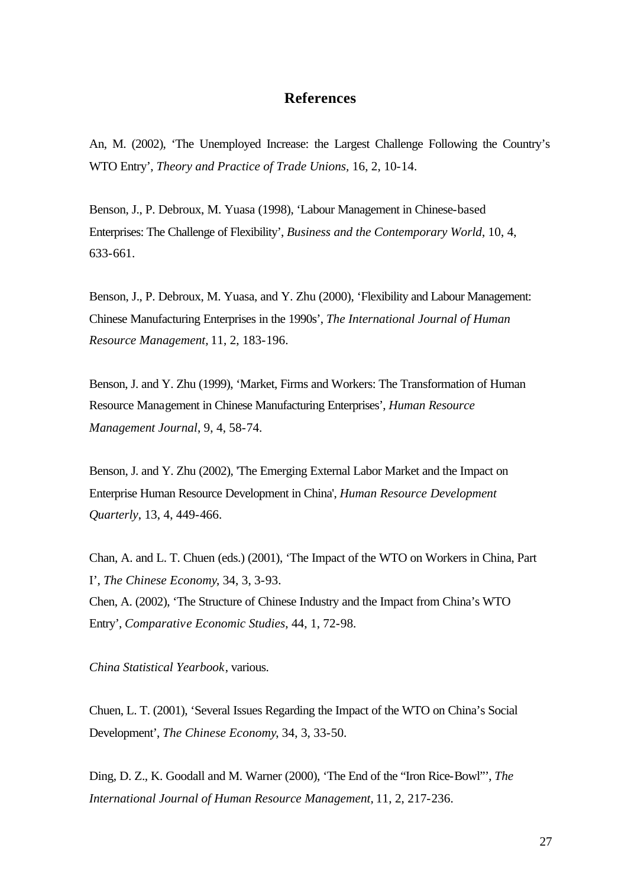## References

An, M. (2002), 'The Unemployed Increase: the Largest Challenge Following the Country's WTO Entry', *Theory and Practice of Trade Unions*, 16, 2, 10-14.

Benson, J., P. Debroux, M. Yuasa (1998), 'Labour Management in Chinese-based Enterprises: The Challenge of Flexibility', *Business and the Contemporary World*, 10, 4, 633-661.

Benson, J., P. Debroux, M. Yuasa, and Y. Zhu (2000), 'Flexibility and Labour Management: Chinese Manufacturing Enterprises in the 1990s', *The International Journal of Human Resource Management*, 11, 2, 183-196.

Benson, J. and Y. Zhu (1999), 'Market, Firms and Workers: The Transformation of Human Resource Management in Chinese Manufacturing Enterprises', *Human Resource Management Journal*, 9, 4, 58-74.

Benson, J. and Y. Zhu (2002), 'The Emerging External Labor Market and the Impact on Enterprise Human Resource Development in China', *Human Resource Development Quarterly*, 13, 4, 449-466.

Chan, A. and L. T. Chuen (eds.) (2001), 'The Impact of the WTO on Workers in China, Part I', *The Chinese Economy*, 34, 3, 3-93.

Chen, A. (2002), 'The Structure of Chinese Industry and the Impact from China's WTO Entry', *Comparative Economic Studies*, 44, 1, 72-98.

*China Statistical Yearbook*, various.

Chuen, L. T. (2001), 'Several Issues Regarding the Impact of the WTO on China's Social Development', *The Chinese Economy*, 34, 3, 33-50.

Ding, D. Z., K. Goodall and M. Warner (2000), 'The End of the "Iron Rice-Bowl"', *The International Journal of Human Resource Management*, 11, 2, 217-236.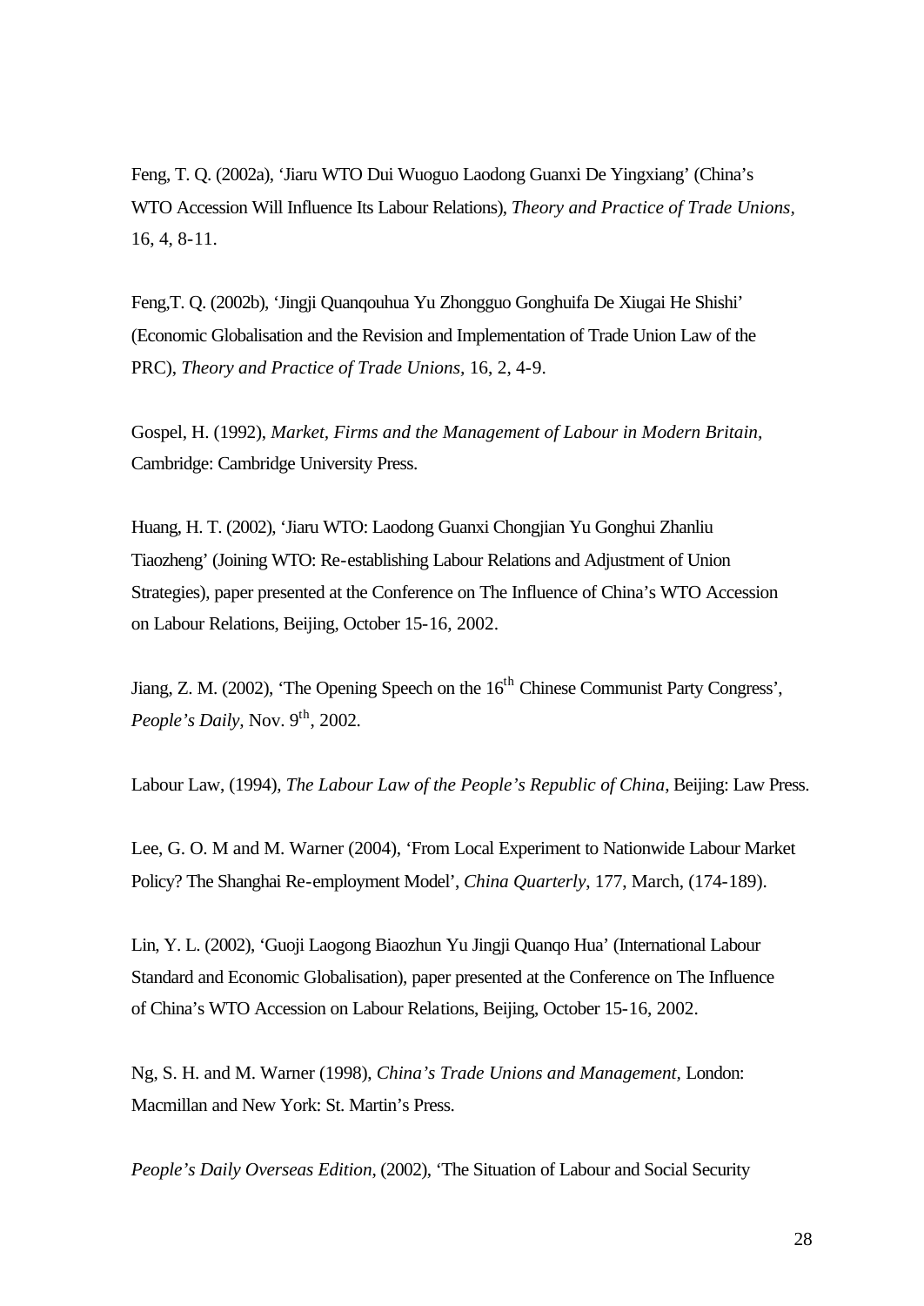Feng, T. Q. (2002a), 'Jiaru WTO Dui Wuoguo Laodong Guanxi De Yingxiang' (China's WTO Accession Will Influence Its Labour Relations), *Theory and Practice of Trade Unions*, 16, 4, 8-11.

Feng,T. Q. (2002b), 'Jingji Quanqouhua Yu Zhongguo Gonghuifa De Xiugai He Shishi' (Economic Globalisation and the Revision and Implementation of Trade Union Law of the PRC), *Theory and Practice of Trade Unions*, 16, 2, 4-9.

Gospel, H. (1992), *Market, Firms and the Management of Labour in Modern Britain*, Cambridge: Cambridge University Press.

Huang, H. T. (2002), 'Jiaru WTO: Laodong Guanxi Chongjian Yu Gonghui Zhanliu Tiaozheng' (Joining WTO: Re-establishing Labour Relations and Adjustment of Union Strategies), paper presented at the Conference on The Influence of China's WTO Accession on Labour Relations, Beijing, October 15-16, 2002.

Jiang, Z. M. (2002), 'The Opening Speech on the 16th Chinese Communist Party Congress', *People's Daily*, Nov. 9th, 2002.

Labour Law, (1994), *The Labour Law of the People's Republic of China*, Beijing: Law Press.

Lee, G. O. M and M. Warner (2004), 'From Local Experiment to Nationwide Labour Market Policy? The Shanghai Re-employment Model', *China Quarterly*, 177, March, (174-189).

Lin, Y. L. (2002), 'Guoji Laogong Biaozhun Yu Jingji Quanqo Hua' (International Labour Standard and Economic Globalisation), paper presented at the Conference on The Influence of China's WTO Accession on Labour Relations, Beijing, October 15-16, 2002.

Ng, S. H. and M. Warner (1998), *China's Trade Unions and Management*, London: Macmillan and New York: St. Martin's Press.

*People's Daily Overseas Edition*, (2002), 'The Situation of Labour and Social Security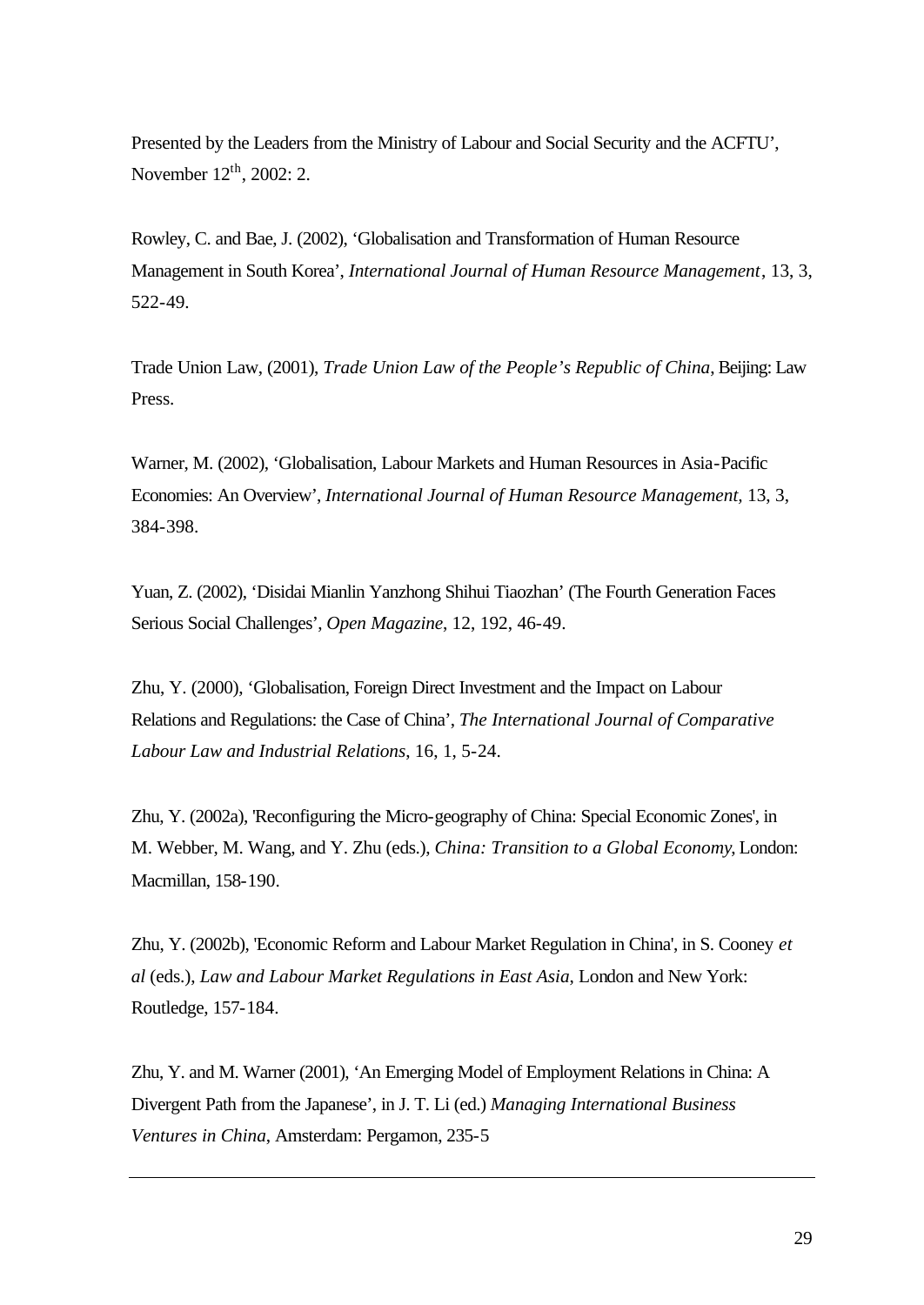Presented by the Leaders from the Ministry of Labour and Social Security and the ACFTU', November 12th, 2002: 2.

Rowley, C. and Bae, J. (2002), 'Globalisation and Transformation of Human Resource Management in South Korea', *International Journal of Human Resource Management*, 13, 3, 522-49.

Trade Union Law, (2001), *Trade Union Law of the People's Republic of China*, Beijing: Law Press.

Warner, M. (2002), 'Globalisation, Labour Markets and Human Resources in Asia-Pacific Economies: An Overview', *International Journal of Human Resource Management*, 13, 3, 384-398.

Yuan, Z. (2002), 'Disidai Mianlin Yanzhong Shihui Tiaozhan' (The Fourth Generation Faces Serious Social Challenges', *Open Magazine*, 12, 192, 46-49.

Zhu, Y. (2000), 'Globalisation, Foreign Direct Investment and the Impact on Labour Relations and Regulations: the Case of China', *The International Journal of Comparative Labour Law and Industrial Relations*, 16, 1, 5-24.

Zhu, Y. (2002a), 'Reconfiguring the Micro-geography of China: Special Economic Zones', in M. Webber, M. Wang, and Y. Zhu (eds.), *China: Transition to a Global Economy*, London: Macmillan, 158-190.

Zhu, Y. (2002b), 'Economic Reform and Labour Market Regulation in China', in S. Cooney *et al* (eds.), *Law and Labour Market Regulations in East Asia*, London and New York: Routledge, 157-184.

Zhu, Y. and M. Warner (2001), 'An Emerging Model of Employment Relations in China: A Divergent Path from the Japanese', in J. T. Li (ed.) *Managing International Business Ventures in China*, Amsterdam: Pergamon, 235-5